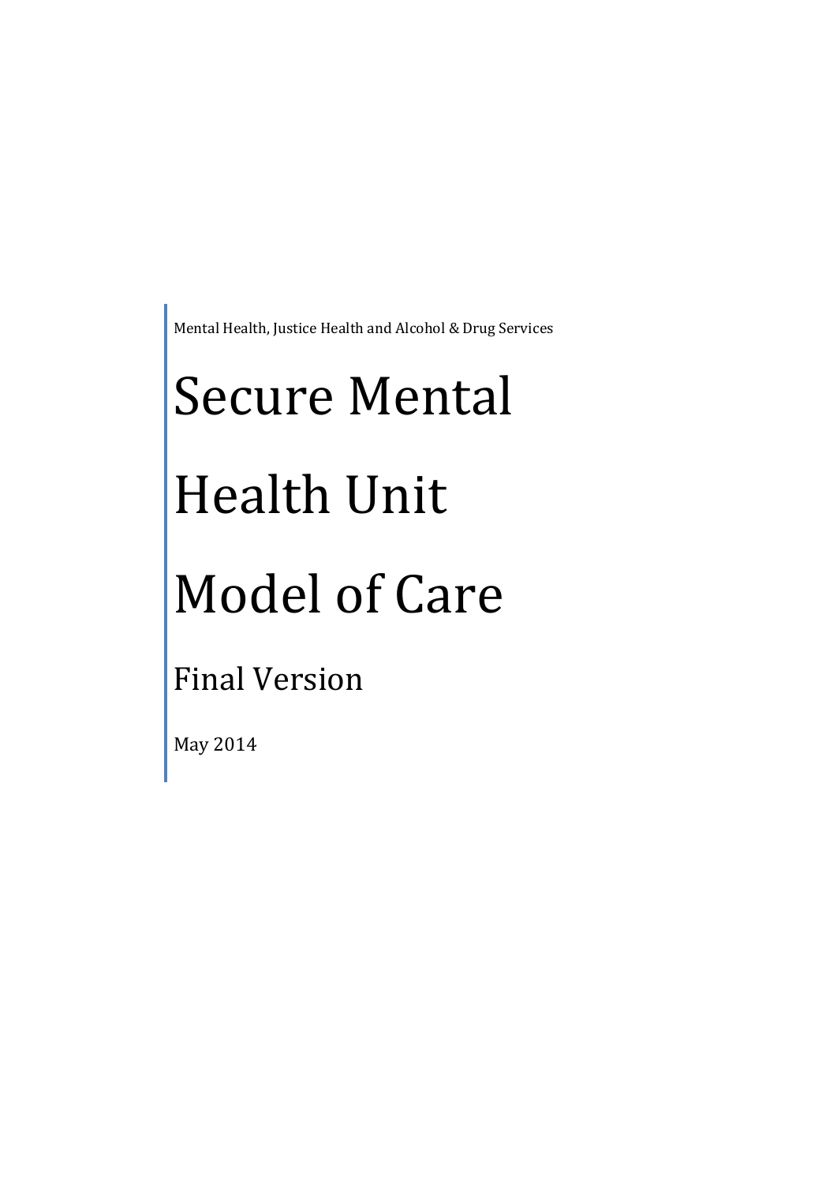Mental Health, Justice Health and Alcohol & Drug Services

# Secure Mental Health Unit Model of Care

## Final Version

May 2014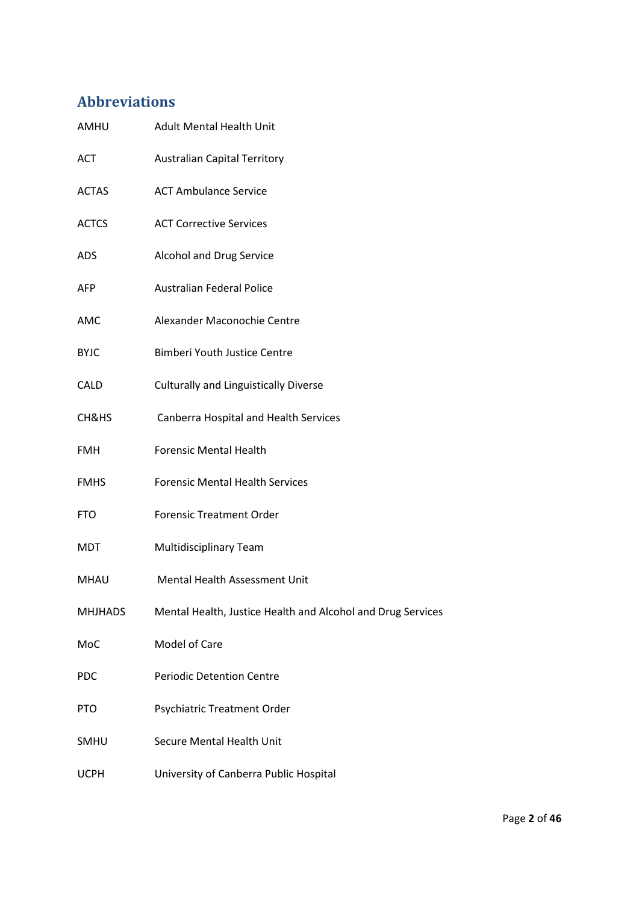## Abbreviations

| | |
|---|---|
| AMHU | Adult Mental Health Unit |
| ACT | Australian Capital Territory |
| ACTAS | ACT Ambulance Service |
| ACTCS | ACT Corrective Services |
| ADS | Alcohol and Drug Service |
| AFP | Australian Federal Police |
| AMC | Alexander Maconochie Centre |
| BYJC | Bimberi Youth Justice Centre |
| CALD | Culturally and Linguistically Diverse |
| CH&HS | Canberra Hospital and Health Services |
| FMH | Forensic Mental Health |
| FMHS | Forensic Mental Health Services |
| FTO | Forensic Treatment Order |
| MDT | Multidisciplinary Team |
| MHAU | Mental Health Assessment Unit |
| MHJHADS | Mental Health, Justice Health and Alcohol and Drug Services |
| MoC | Model of Care |
| PDC | Periodic Detention Centre |
| PTO | Psychiatric Treatment Order |
| SMHU | Secure Mental Health Unit |
| UCPH | University of Canberra Public Hospital |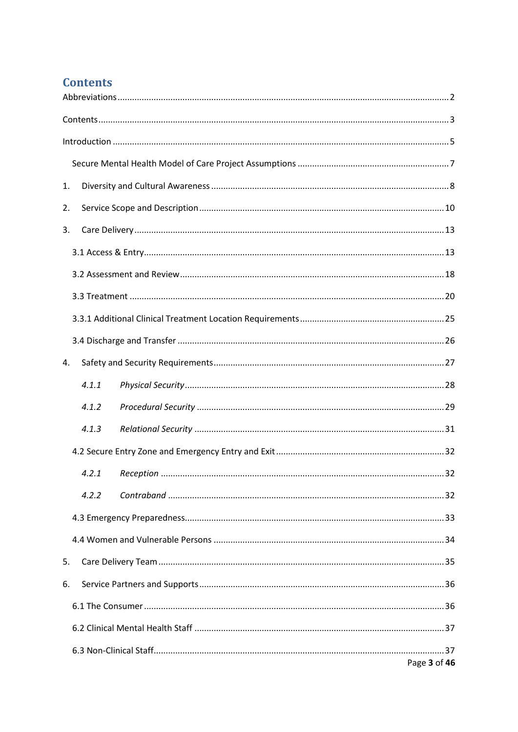# Contents

Abbreviations ........................................................ 2

Contents ........................................................ 3

Introduction ........................................................ 5

Secure Mental Health Model of Care Project Assumptions ........................................................ 7

1. Diversity and Cultural Awareness ........................................................ 8

2. Service Scope and Description ........................................................ 10

3. Care Delivery ........................................................ 13

3.1 Access & Entry ........................................................ 13

3.2 Assessment and Review ........................................................ 18

3.3 Treatment ........................................................ 20

3.3.1 Additional Clinical Treatment Location Requirements ........................................................ 25

3.4 Discharge and Transfer ........................................................ 26

4. Safety and Security Requirements ........................................................ 27

*4.1.1 Physical Security* ........................................................ 28

*4.1.2 Procedural Security* ........................................................ 29

*4.1.3 Relational Security* ........................................................ 31

4.2 Secure Entry Zone and Emergency Entry and Exit ........................................................ 32

*4.2.1 Reception* ........................................................ 32

*4.2.2 Contraband* ........................................................ 32

4.3 Emergency Preparedness ........................................................ 33

4.4 Women and Vulnerable Persons ........................................................ 34

5. Care Delivery Team ........................................................ 35

6. Service Partners and Supports ........................................................ 36

6.1 The Consumer ........................................................ 36

6.2 Clinical Mental Health Staff ........................................................ 37

6.3 Non-Clinical Staff ........................................................ 37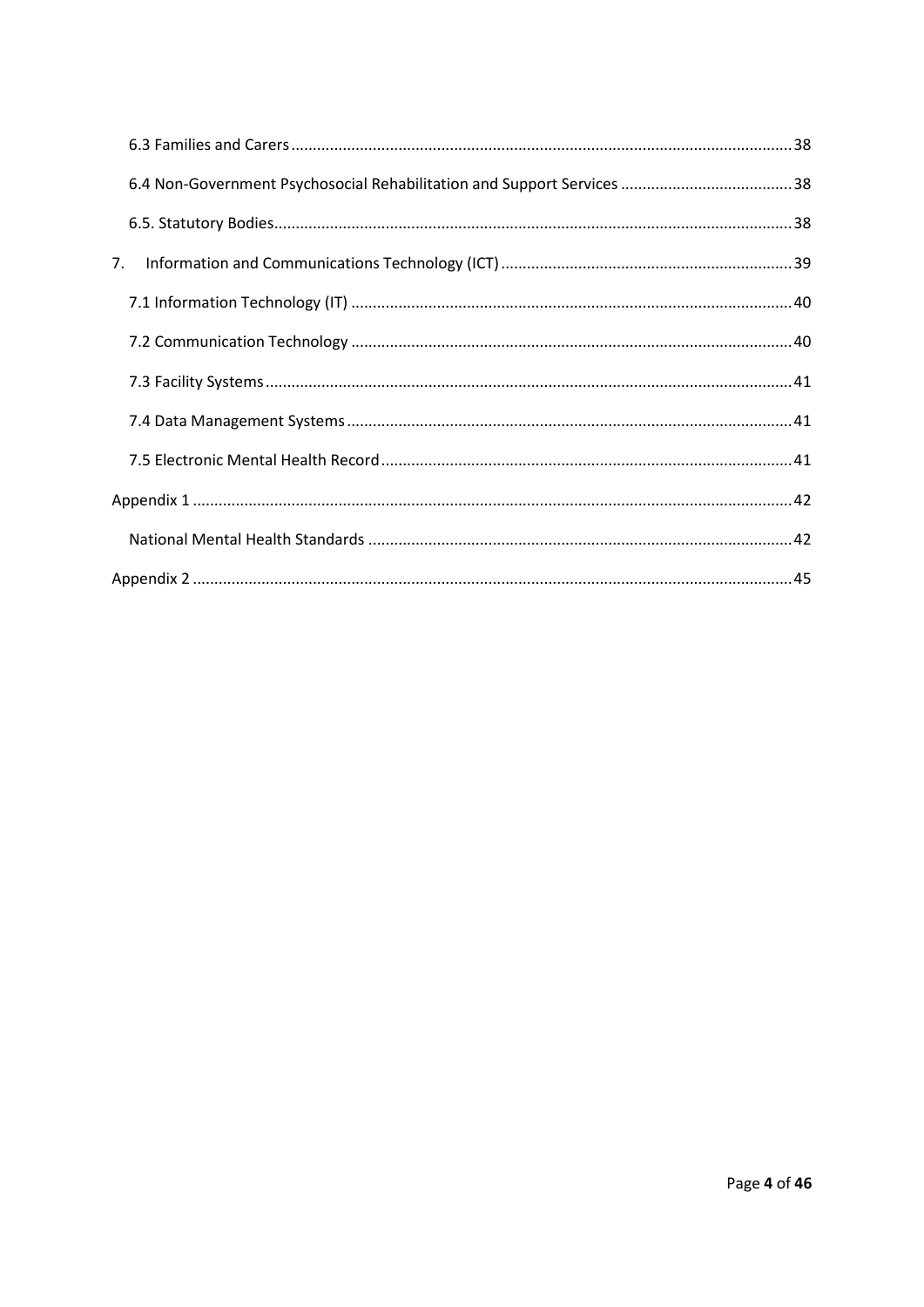- 6.3 Families and Carers ........................................................................................................ 38
- 6.4 Non-Government Psychosocial Rehabilitation and Support Services ........................................ 38
- 6.5. Statutory Bodies ........................................................................................................ 38

7. Information and Communications Technology (ICT) ........................................................................ 39
   - 7.1 Information Technology (IT) ........................................................................................ 40
   - 7.2 Communication Technology ........................................................................................ 40
   - 7.3 Facility Systems ........................................................................................................ 41
   - 7.4 Data Management Systems ........................................................................................ 41
   - 7.5 Electronic Mental Health Record ................................................................................ 41

Appendix 1 ........................................................................................................................... 42
- National Mental Health Standards ................................................................................... 42

Appendix 2 ........................................................................................................................... 45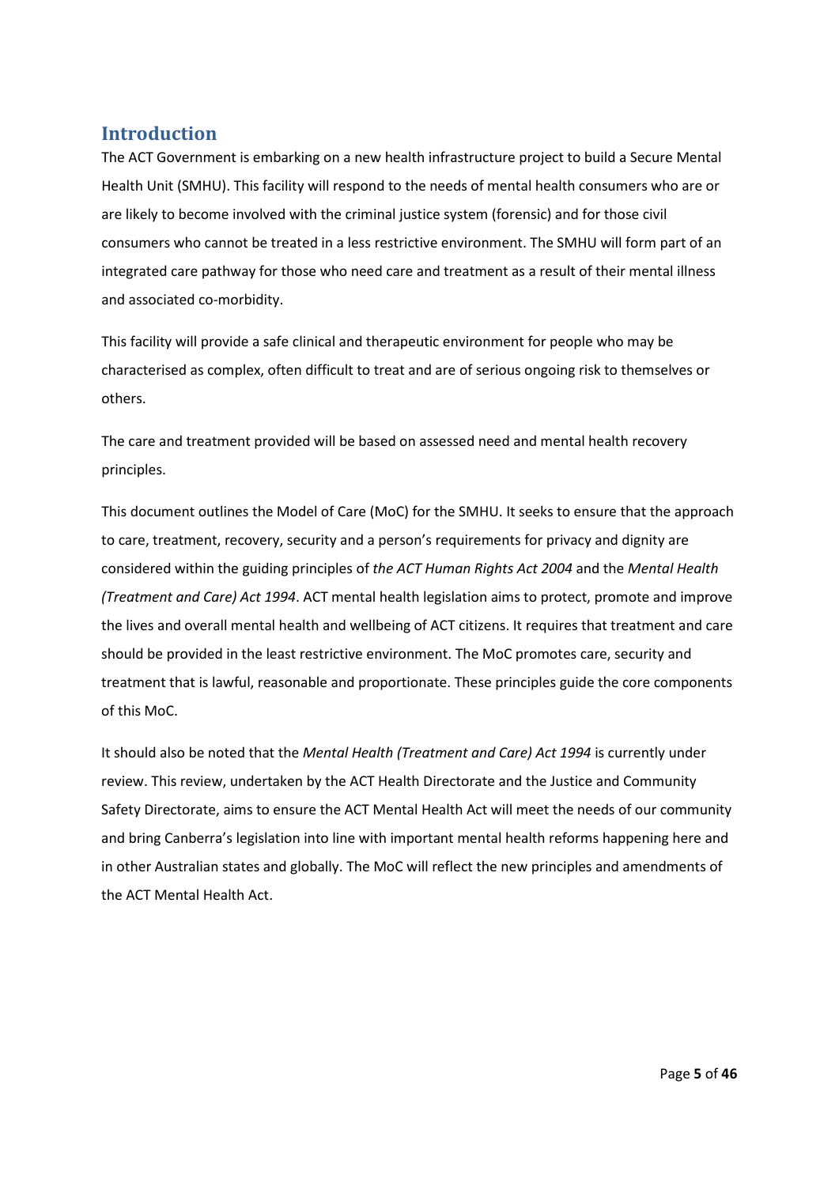## Introduction

The ACT Government is embarking on a new health infrastructure project to build a Secure Mental Health Unit (SMHU). This facility will respond to the needs of mental health consumers who are or are likely to become involved with the criminal justice system (forensic) and for those civil consumers who cannot be treated in a less restrictive environment. The SMHU will form part of an integrated care pathway for those who need care and treatment as a result of their mental illness and associated co-morbidity.

This facility will provide a safe clinical and therapeutic environment for people who may be characterised as complex, often difficult to treat and are of serious ongoing risk to themselves or others.

The care and treatment provided will be based on assessed need and mental health recovery principles.

This document outlines the Model of Care (MoC) for the SMHU. It seeks to ensure that the approach to care, treatment, recovery, security and a person's requirements for privacy and dignity are considered within the guiding principles of *the ACT Human Rights Act 2004* and the *Mental Health (Treatment and Care) Act 1994*. ACT mental health legislation aims to protect, promote and improve the lives and overall mental health and wellbeing of ACT citizens. It requires that treatment and care should be provided in the least restrictive environment. The MoC promotes care, security and treatment that is lawful, reasonable and proportionate. These principles guide the core components of this MoC.

It should also be noted that the *Mental Health (Treatment and Care) Act 1994* is currently under review. This review, undertaken by the ACT Health Directorate and the Justice and Community Safety Directorate, aims to ensure the ACT Mental Health Act will meet the needs of our community and bring Canberra's legislation into line with important mental health reforms happening here and in other Australian states and globally. The MoC will reflect the new principles and amendments of the ACT Mental Health Act.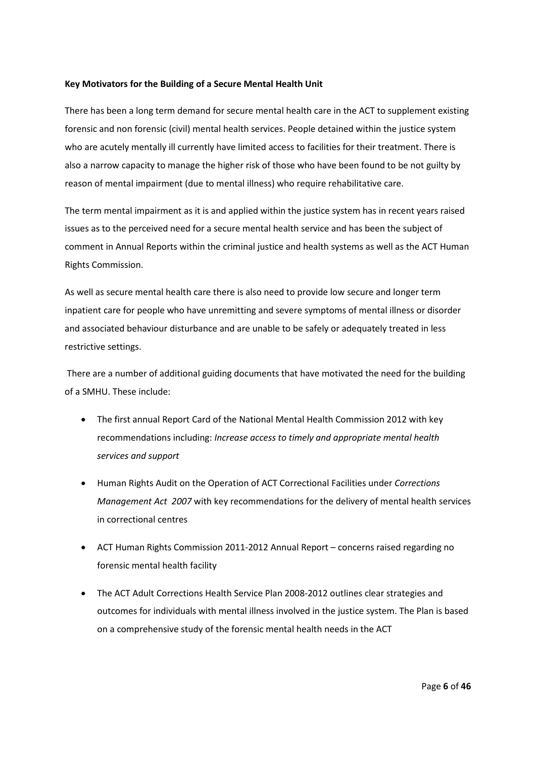**Key Motivators for the Building of a Secure Mental Health Unit**

There has been a long term demand for secure mental health care in the ACT to supplement existing forensic and non forensic (civil) mental health services. People detained within the justice system who are acutely mentally ill currently have limited access to facilities for their treatment. There is also a narrow capacity to manage the higher risk of those who have been found to be not guilty by reason of mental impairment (due to mental illness) who require rehabilitative care.

The term mental impairment as it is and applied within the justice system has in recent years raised issues as to the perceived need for a secure mental health service and has been the subject of comment in Annual Reports within the criminal justice and health systems as well as the ACT Human Rights Commission.

As well as secure mental health care there is also need to provide low secure and longer term inpatient care for people who have unremitting and severe symptoms of mental illness or disorder and associated behaviour disturbance and are unable to be safely or adequately treated in less restrictive settings.

There are a number of additional guiding documents that have motivated the need for the building of a SMHU. These include:

- The first annual Report Card of the National Mental Health Commission 2012 with key recommendations including: *Increase access to timely and appropriate mental health services and support*
- Human Rights Audit on the Operation of ACT Correctional Facilities under *Corrections Management Act 2007* with key recommendations for the delivery of mental health services in correctional centres
- ACT Human Rights Commission 2011-2012 Annual Report – concerns raised regarding no forensic mental health facility
- The ACT Adult Corrections Health Service Plan 2008-2012 outlines clear strategies and outcomes for individuals with mental illness involved in the justice system. The Plan is based on a comprehensive study of the forensic mental health needs in the ACT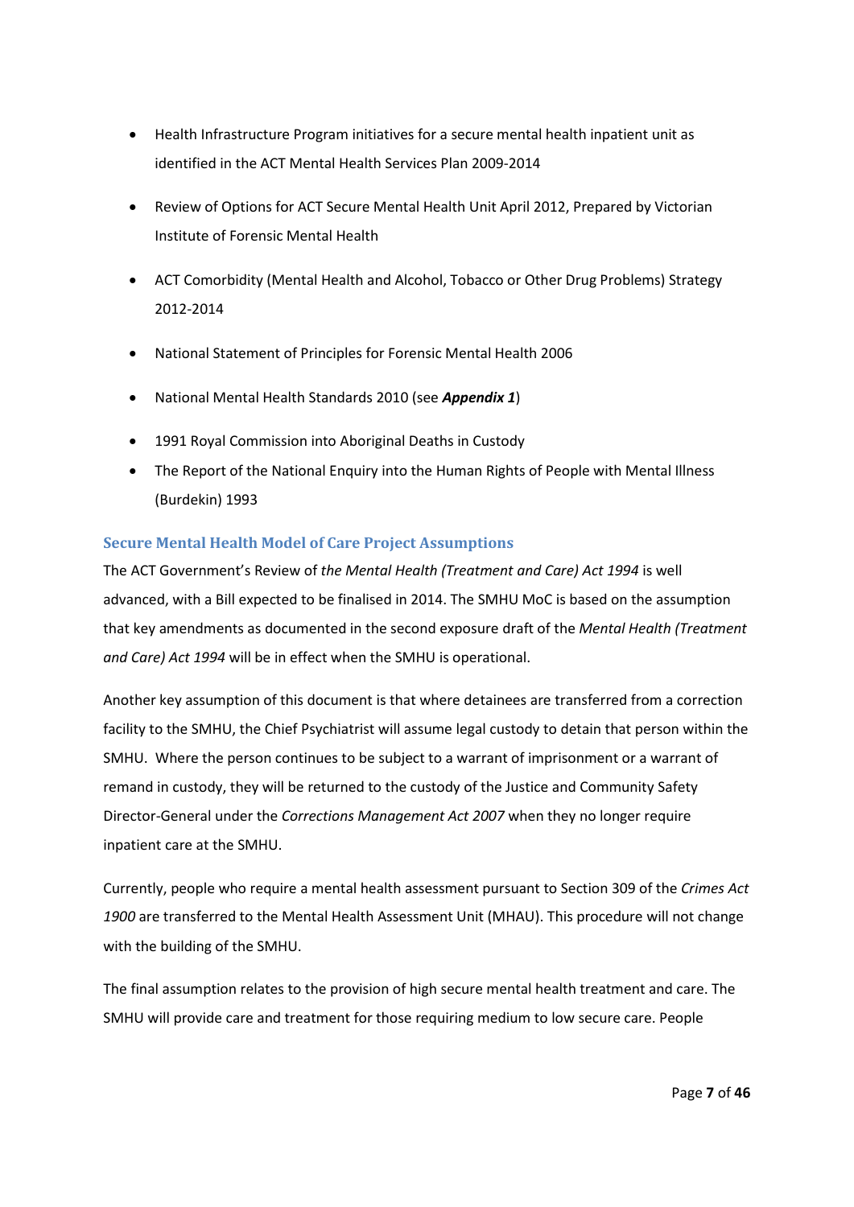- Health Infrastructure Program initiatives for a secure mental health inpatient unit as identified in the ACT Mental Health Services Plan 2009-2014
- Review of Options for ACT Secure Mental Health Unit April 2012, Prepared by Victorian Institute of Forensic Mental Health
- ACT Comorbidity (Mental Health and Alcohol, Tobacco or Other Drug Problems) Strategy 2012-2014
- National Statement of Principles for Forensic Mental Health 2006
- National Mental Health Standards 2010 (see ***Appendix 1***)
- 1991 Royal Commission into Aboriginal Deaths in Custody
- The Report of the National Enquiry into the Human Rights of People with Mental Illness (Burdekin) 1993

## Secure Mental Health Model of Care Project Assumptions

The ACT Government's Review of *the Mental Health (Treatment and Care) Act 1994* is well advanced, with a Bill expected to be finalised in 2014. The SMHU MoC is based on the assumption that key amendments as documented in the second exposure draft of the *Mental Health (Treatment and Care) Act 1994* will be in effect when the SMHU is operational.

Another key assumption of this document is that where detainees are transferred from a correction facility to the SMHU, the Chief Psychiatrist will assume legal custody to detain that person within the SMHU. Where the person continues to be subject to a warrant of imprisonment or a warrant of remand in custody, they will be returned to the custody of the Justice and Community Safety Director-General under the *Corrections Management Act 2007* when they no longer require inpatient care at the SMHU.

Currently, people who require a mental health assessment pursuant to Section 309 of the *Crimes Act 1900* are transferred to the Mental Health Assessment Unit (MHAU). This procedure will not change with the building of the SMHU.

The final assumption relates to the provision of high secure mental health treatment and care. The SMHU will provide care and treatment for those requiring medium to low secure care. People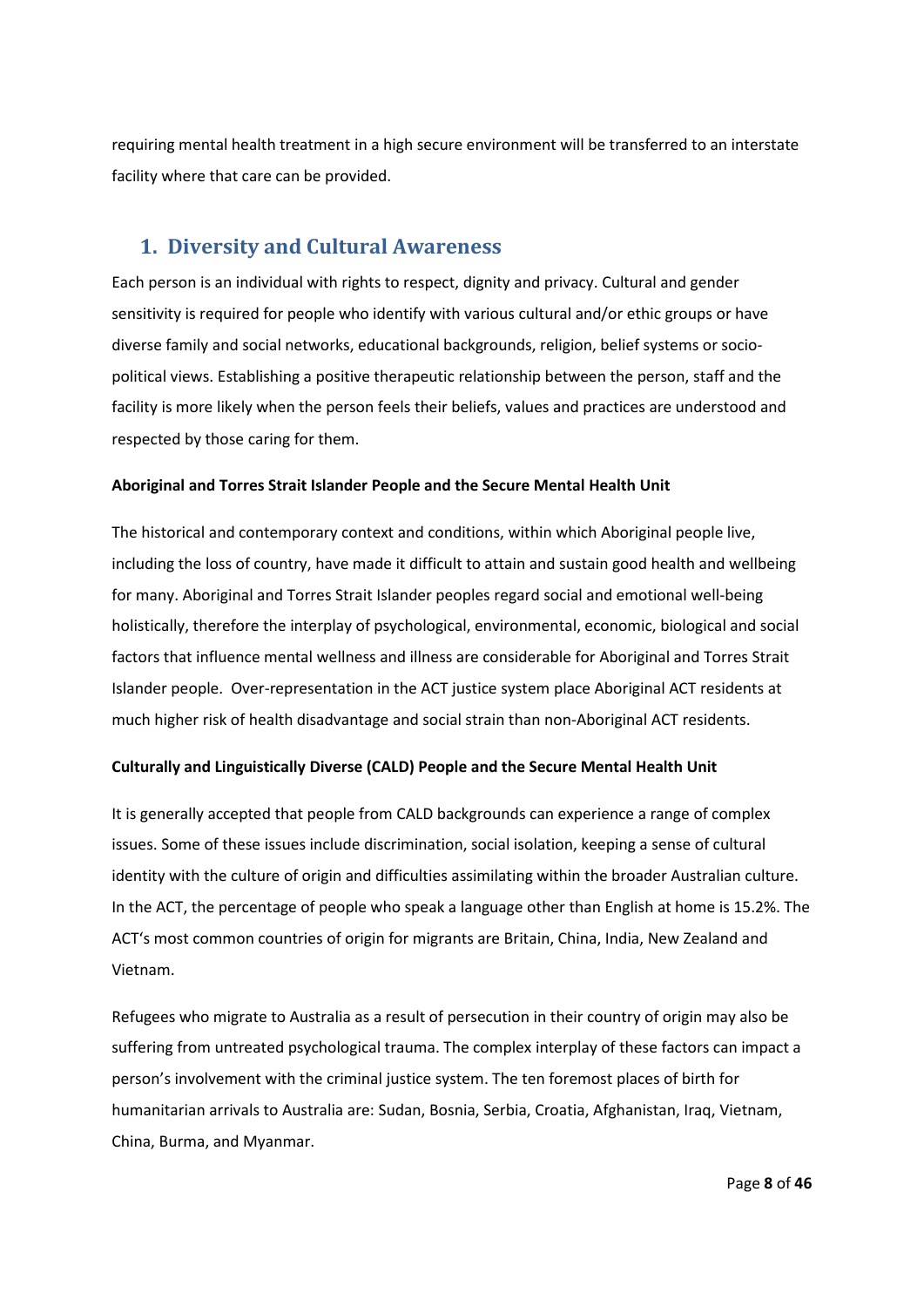requiring mental health treatment in a high secure environment will be transferred to an interstate facility where that care can be provided.

## 1. Diversity and Cultural Awareness

Each person is an individual with rights to respect, dignity and privacy. Cultural and gender sensitivity is required for people who identify with various cultural and/or ethic groups or have diverse family and social networks, educational backgrounds, religion, belief systems or socio-political views. Establishing a positive therapeutic relationship between the person, staff and the facility is more likely when the person feels their beliefs, values and practices are understood and respected by those caring for them.

**Aboriginal and Torres Strait Islander People and the Secure Mental Health Unit**

The historical and contemporary context and conditions, within which Aboriginal people live, including the loss of country, have made it difficult to attain and sustain good health and wellbeing for many. Aboriginal and Torres Strait Islander peoples regard social and emotional well-being holistically, therefore the interplay of psychological, environmental, economic, biological and social factors that influence mental wellness and illness are considerable for Aboriginal and Torres Strait Islander people. Over-representation in the ACT justice system place Aboriginal ACT residents at much higher risk of health disadvantage and social strain than non-Aboriginal ACT residents.

**Culturally and Linguistically Diverse (CALD) People and the Secure Mental Health Unit**

It is generally accepted that people from CALD backgrounds can experience a range of complex issues. Some of these issues include discrimination, social isolation, keeping a sense of cultural identity with the culture of origin and difficulties assimilating within the broader Australian culture. In the ACT, the percentage of people who speak a language other than English at home is 15.2%. The ACT's most common countries of origin for migrants are Britain, China, India, New Zealand and Vietnam.

Refugees who migrate to Australia as a result of persecution in their country of origin may also be suffering from untreated psychological trauma. The complex interplay of these factors can impact a person's involvement with the criminal justice system. The ten foremost places of birth for humanitarian arrivals to Australia are: Sudan, Bosnia, Serbia, Croatia, Afghanistan, Iraq, Vietnam, China, Burma, and Myanmar.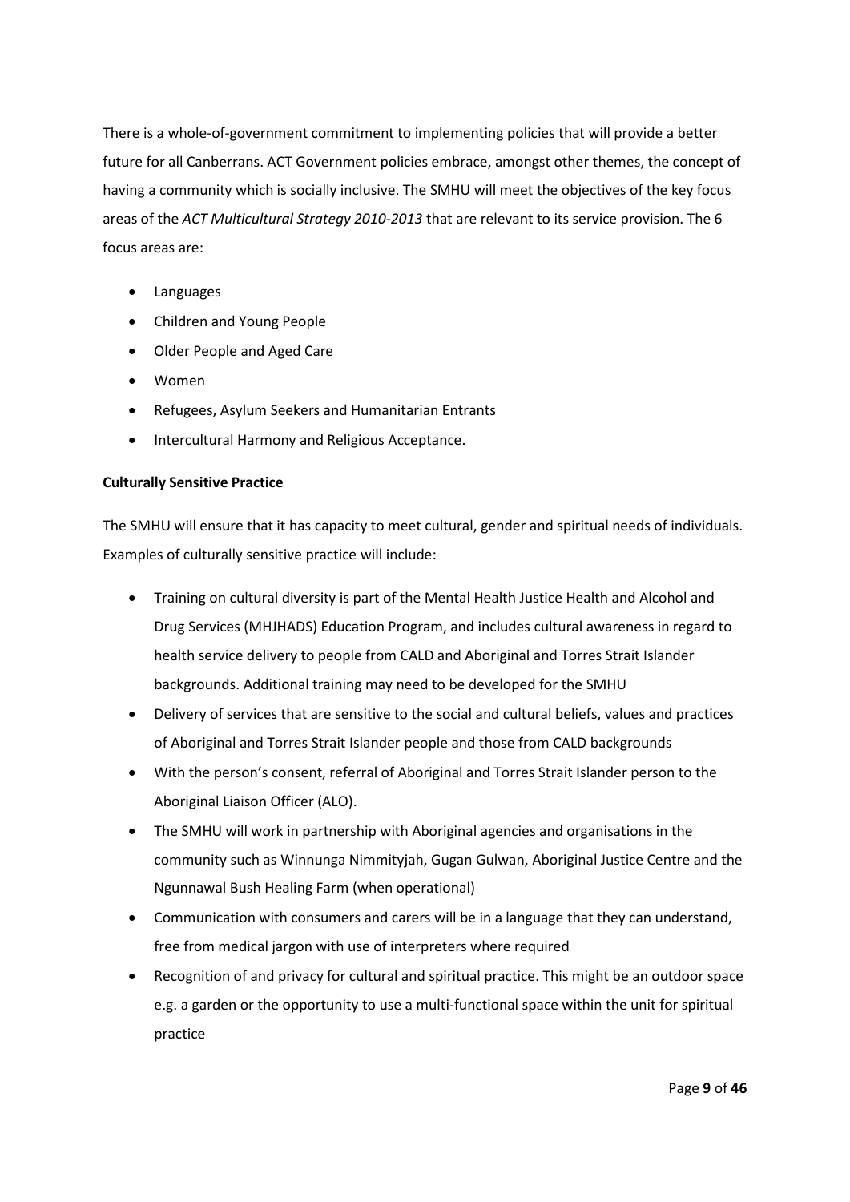There is a whole-of-government commitment to implementing policies that will provide a better future for all Canberrans. ACT Government policies embrace, amongst other themes, the concept of having a community which is socially inclusive. The SMHU will meet the objectives of the key focus areas of the *ACT Multicultural Strategy 2010-2013* that are relevant to its service provision. The 6 focus areas are:

- Languages
- Children and Young People
- Older People and Aged Care
- Women
- Refugees, Asylum Seekers and Humanitarian Entrants
- Intercultural Harmony and Religious Acceptance.

**Culturally Sensitive Practice**

The SMHU will ensure that it has capacity to meet cultural, gender and spiritual needs of individuals. Examples of culturally sensitive practice will include:

- Training on cultural diversity is part of the Mental Health Justice Health and Alcohol and Drug Services (MHJHADS) Education Program, and includes cultural awareness in regard to health service delivery to people from CALD and Aboriginal and Torres Strait Islander backgrounds. Additional training may need to be developed for the SMHU
- Delivery of services that are sensitive to the social and cultural beliefs, values and practices of Aboriginal and Torres Strait Islander people and those from CALD backgrounds
- With the person's consent, referral of Aboriginal and Torres Strait Islander person to the Aboriginal Liaison Officer (ALO).
- The SMHU will work in partnership with Aboriginal agencies and organisations in the community such as Winnunga Nimmityjah, Gugan Gulwan, Aboriginal Justice Centre and the Ngunnawal Bush Healing Farm (when operational)
- Communication with consumers and carers will be in a language that they can understand, free from medical jargon with use of interpreters where required
- Recognition of and privacy for cultural and spiritual practice. This might be an outdoor space e.g. a garden or the opportunity to use a multi-functional space within the unit for spiritual practice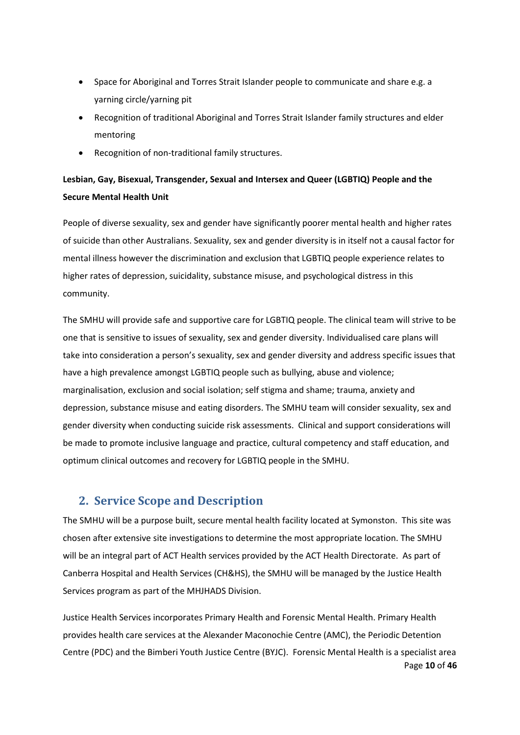- Space for Aboriginal and Torres Strait Islander people to communicate and share e.g. a yarning circle/yarning pit
- Recognition of traditional Aboriginal and Torres Strait Islander family structures and elder mentoring
- Recognition of non-traditional family structures.

**Lesbian, Gay, Bisexual, Transgender, Sexual and Intersex and Queer (LGBTIQ) People and the Secure Mental Health Unit**

People of diverse sexuality, sex and gender have significantly poorer mental health and higher rates of suicide than other Australians. Sexuality, sex and gender diversity is in itself not a causal factor for mental illness however the discrimination and exclusion that LGBTIQ people experience relates to higher rates of depression, suicidality, substance misuse, and psychological distress in this community.

The SMHU will provide safe and supportive care for LGBTIQ people. The clinical team will strive to be one that is sensitive to issues of sexuality, sex and gender diversity. Individualised care plans will take into consideration a person's sexuality, sex and gender diversity and address specific issues that have a high prevalence amongst LGBTIQ people such as bullying, abuse and violence; marginalisation, exclusion and social isolation; self stigma and shame; trauma, anxiety and depression, substance misuse and eating disorders. The SMHU team will consider sexuality, sex and gender diversity when conducting suicide risk assessments. Clinical and support considerations will be made to promote inclusive language and practice, cultural competency and staff education, and optimum clinical outcomes and recovery for LGBTIQ people in the SMHU.

## 2. Service Scope and Description

The SMHU will be a purpose built, secure mental health facility located at Symonston. This site was chosen after extensive site investigations to determine the most appropriate location. The SMHU will be an integral part of ACT Health services provided by the ACT Health Directorate. As part of Canberra Hospital and Health Services (CH&HS), the SMHU will be managed by the Justice Health Services program as part of the MHJHADS Division.

Justice Health Services incorporates Primary Health and Forensic Mental Health. Primary Health provides health care services at the Alexander Maconochie Centre (AMC), the Periodic Detention Centre (PDC) and the Bimberi Youth Justice Centre (BYJC). Forensic Mental Health is a specialist area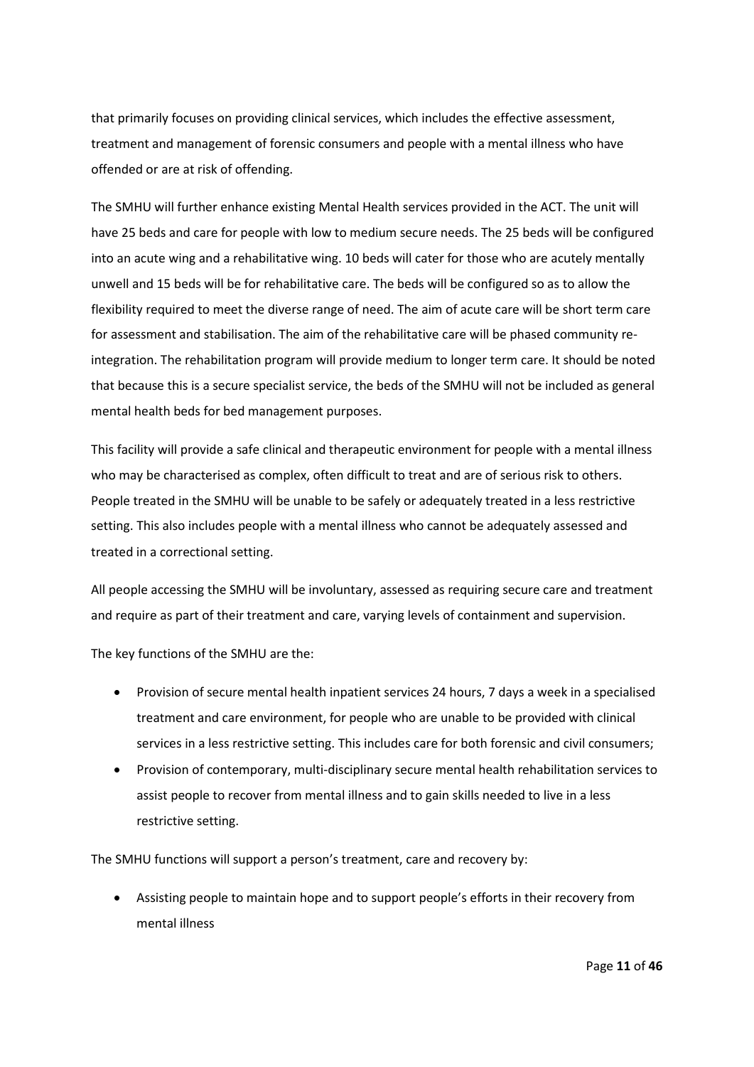that primarily focuses on providing clinical services, which includes the effective assessment, treatment and management of forensic consumers and people with a mental illness who have offended or are at risk of offending.

The SMHU will further enhance existing Mental Health services provided in the ACT. The unit will have 25 beds and care for people with low to medium secure needs. The 25 beds will be configured into an acute wing and a rehabilitative wing. 10 beds will cater for those who are acutely mentally unwell and 15 beds will be for rehabilitative care. The beds will be configured so as to allow the flexibility required to meet the diverse range of need. The aim of acute care will be short term care for assessment and stabilisation. The aim of the rehabilitative care will be phased community re-integration. The rehabilitation program will provide medium to longer term care. It should be noted that because this is a secure specialist service, the beds of the SMHU will not be included as general mental health beds for bed management purposes.

This facility will provide a safe clinical and therapeutic environment for people with a mental illness who may be characterised as complex, often difficult to treat and are of serious risk to others. People treated in the SMHU will be unable to be safely or adequately treated in a less restrictive setting. This also includes people with a mental illness who cannot be adequately assessed and treated in a correctional setting.

All people accessing the SMHU will be involuntary, assessed as requiring secure care and treatment and require as part of their treatment and care, varying levels of containment and supervision.

The key functions of the SMHU are the:

- Provision of secure mental health inpatient services 24 hours, 7 days a week in a specialised treatment and care environment, for people who are unable to be provided with clinical services in a less restrictive setting. This includes care for both forensic and civil consumers;
- Provision of contemporary, multi-disciplinary secure mental health rehabilitation services to assist people to recover from mental illness and to gain skills needed to live in a less restrictive setting.

The SMHU functions will support a person's treatment, care and recovery by:

- Assisting people to maintain hope and to support people's efforts in their recovery from mental illness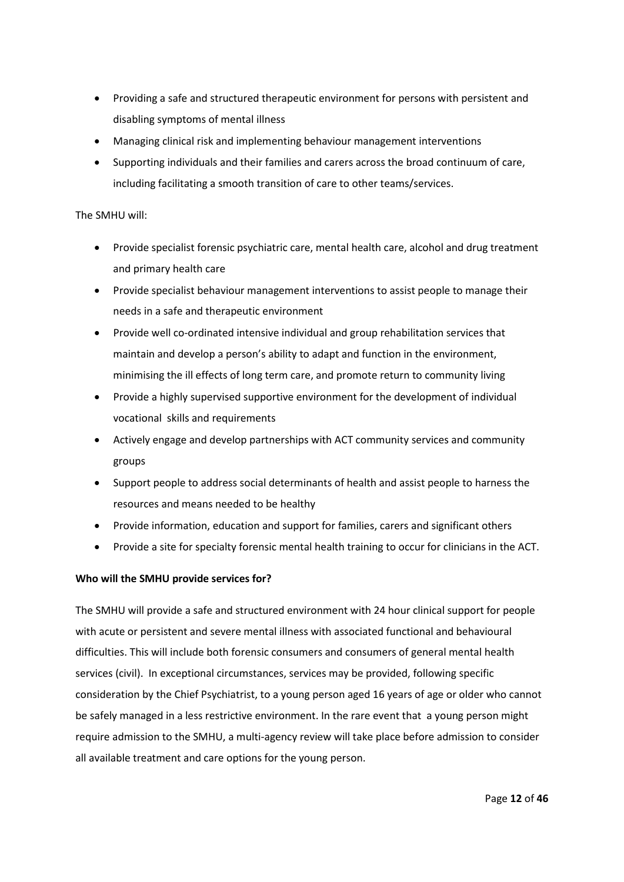- Providing a safe and structured therapeutic environment for persons with persistent and disabling symptoms of mental illness
- Managing clinical risk and implementing behaviour management interventions
- Supporting individuals and their families and carers across the broad continuum of care, including facilitating a smooth transition of care to other teams/services.

The SMHU will:

- Provide specialist forensic psychiatric care, mental health care, alcohol and drug treatment and primary health care
- Provide specialist behaviour management interventions to assist people to manage their needs in a safe and therapeutic environment
- Provide well co-ordinated intensive individual and group rehabilitation services that maintain and develop a person's ability to adapt and function in the environment, minimising the ill effects of long term care, and promote return to community living
- Provide a highly supervised supportive environment for the development of individual vocational skills and requirements
- Actively engage and develop partnerships with ACT community services and community groups
- Support people to address social determinants of health and assist people to harness the resources and means needed to be healthy
- Provide information, education and support for families, carers and significant others
- Provide a site for specialty forensic mental health training to occur for clinicians in the ACT.

**Who will the SMHU provide services for?**

The SMHU will provide a safe and structured environment with 24 hour clinical support for people with acute or persistent and severe mental illness with associated functional and behavioural difficulties. This will include both forensic consumers and consumers of general mental health services (civil). In exceptional circumstances, services may be provided, following specific consideration by the Chief Psychiatrist, to a young person aged 16 years of age or older who cannot be safely managed in a less restrictive environment. In the rare event that a young person might require admission to the SMHU, a multi-agency review will take place before admission to consider all available treatment and care options for the young person.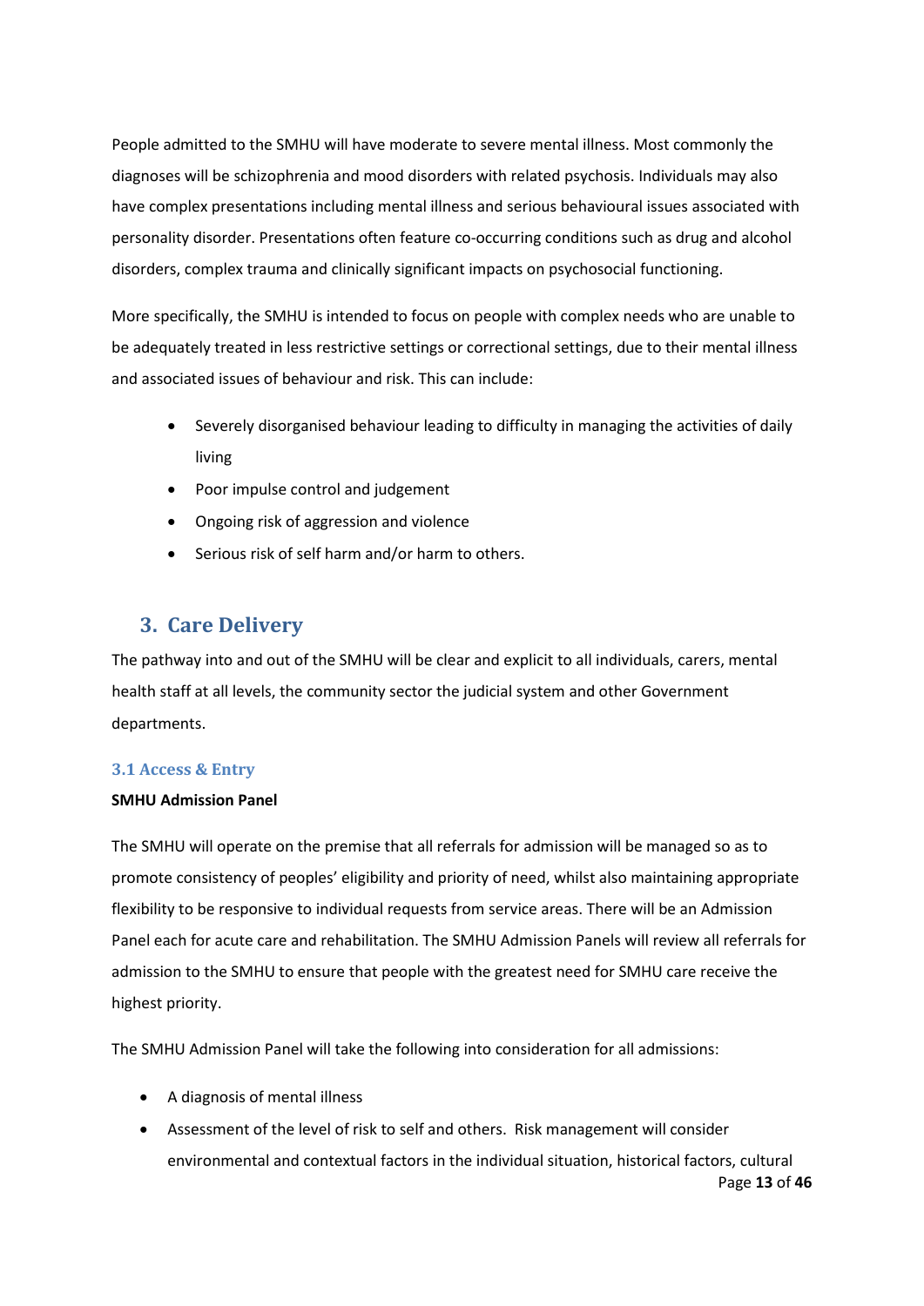People admitted to the SMHU will have moderate to severe mental illness. Most commonly the diagnoses will be schizophrenia and mood disorders with related psychosis. Individuals may also have complex presentations including mental illness and serious behavioural issues associated with personality disorder. Presentations often feature co-occurring conditions such as drug and alcohol disorders, complex trauma and clinically significant impacts on psychosocial functioning.

More specifically, the SMHU is intended to focus on people with complex needs who are unable to be adequately treated in less restrictive settings or correctional settings, due to their mental illness and associated issues of behaviour and risk. This can include:

- Severely disorganised behaviour leading to difficulty in managing the activities of daily living
- Poor impulse control and judgement
- Ongoing risk of aggression and violence
- Serious risk of self harm and/or harm to others.

## 3. Care Delivery

The pathway into and out of the SMHU will be clear and explicit to all individuals, carers, mental health staff at all levels, the community sector the judicial system and other Government departments.

### 3.1 Access & Entry

**SMHU Admission Panel**

The SMHU will operate on the premise that all referrals for admission will be managed so as to promote consistency of peoples' eligibility and priority of need, whilst also maintaining appropriate flexibility to be responsive to individual requests from service areas. There will be an Admission Panel each for acute care and rehabilitation. The SMHU Admission Panels will review all referrals for admission to the SMHU to ensure that people with the greatest need for SMHU care receive the highest priority.

The SMHU Admission Panel will take the following into consideration for all admissions:

- A diagnosis of mental illness
- Assessment of the level of risk to self and others. Risk management will consider environmental and contextual factors in the individual situation, historical factors, cultural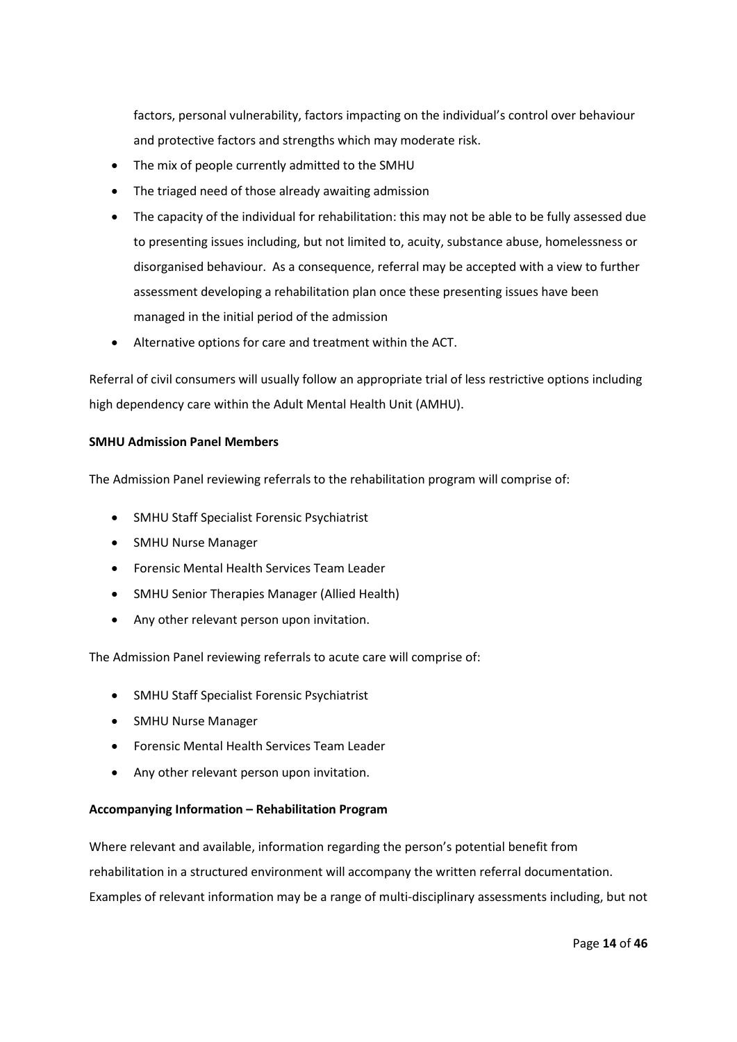factors, personal vulnerability, factors impacting on the individual's control over behaviour and protective factors and strengths which may moderate risk.

- The mix of people currently admitted to the SMHU
- The triaged need of those already awaiting admission
- The capacity of the individual for rehabilitation: this may not be able to be fully assessed due to presenting issues including, but not limited to, acuity, substance abuse, homelessness or disorganised behaviour. As a consequence, referral may be accepted with a view to further assessment developing a rehabilitation plan once these presenting issues have been managed in the initial period of the admission
- Alternative options for care and treatment within the ACT.

Referral of civil consumers will usually follow an appropriate trial of less restrictive options including high dependency care within the Adult Mental Health Unit (AMHU).

**SMHU Admission Panel Members**

The Admission Panel reviewing referrals to the rehabilitation program will comprise of:

- SMHU Staff Specialist Forensic Psychiatrist
- SMHU Nurse Manager
- Forensic Mental Health Services Team Leader
- SMHU Senior Therapies Manager (Allied Health)
- Any other relevant person upon invitation.

The Admission Panel reviewing referrals to acute care will comprise of:

- SMHU Staff Specialist Forensic Psychiatrist
- SMHU Nurse Manager
- Forensic Mental Health Services Team Leader
- Any other relevant person upon invitation.

**Accompanying Information – Rehabilitation Program**

Where relevant and available, information regarding the person's potential benefit from rehabilitation in a structured environment will accompany the written referral documentation. Examples of relevant information may be a range of multi-disciplinary assessments including, but not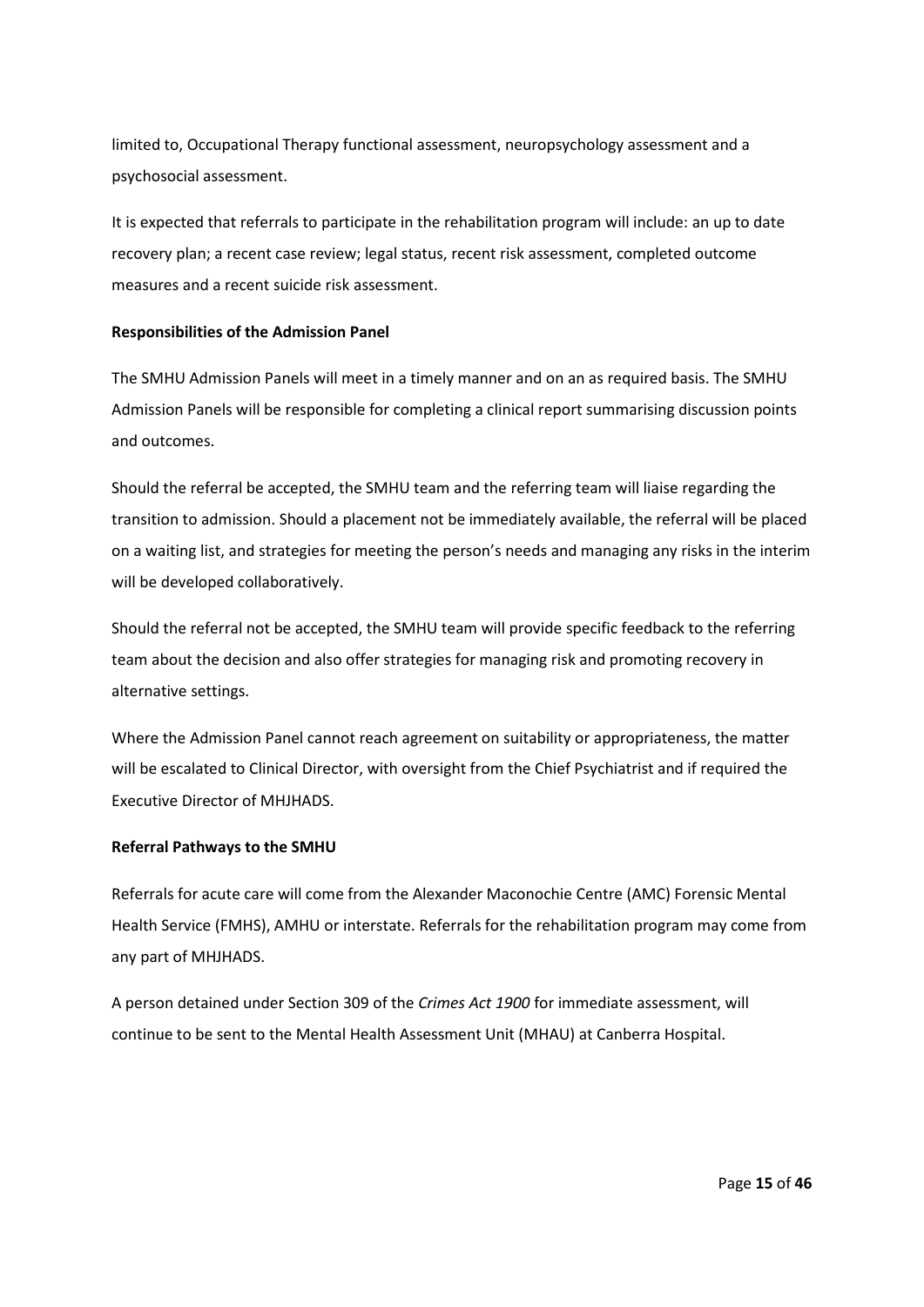limited to, Occupational Therapy functional assessment, neuropsychology assessment and a psychosocial assessment.

It is expected that referrals to participate in the rehabilitation program will include: an up to date recovery plan; a recent case review; legal status, recent risk assessment, completed outcome measures and a recent suicide risk assessment.

**Responsibilities of the Admission Panel**

The SMHU Admission Panels will meet in a timely manner and on an as required basis. The SMHU Admission Panels will be responsible for completing a clinical report summarising discussion points and outcomes.

Should the referral be accepted, the SMHU team and the referring team will liaise regarding the transition to admission. Should a placement not be immediately available, the referral will be placed on a waiting list, and strategies for meeting the person's needs and managing any risks in the interim will be developed collaboratively.

Should the referral not be accepted, the SMHU team will provide specific feedback to the referring team about the decision and also offer strategies for managing risk and promoting recovery in alternative settings.

Where the Admission Panel cannot reach agreement on suitability or appropriateness, the matter will be escalated to Clinical Director, with oversight from the Chief Psychiatrist and if required the Executive Director of MHJHADS.

**Referral Pathways to the SMHU**

Referrals for acute care will come from the Alexander Maconochie Centre (AMC) Forensic Mental Health Service (FMHS), AMHU or interstate. Referrals for the rehabilitation program may come from any part of MHJHADS.

A person detained under Section 309 of the *Crimes Act 1900* for immediate assessment, will continue to be sent to the Mental Health Assessment Unit (MHAU) at Canberra Hospital.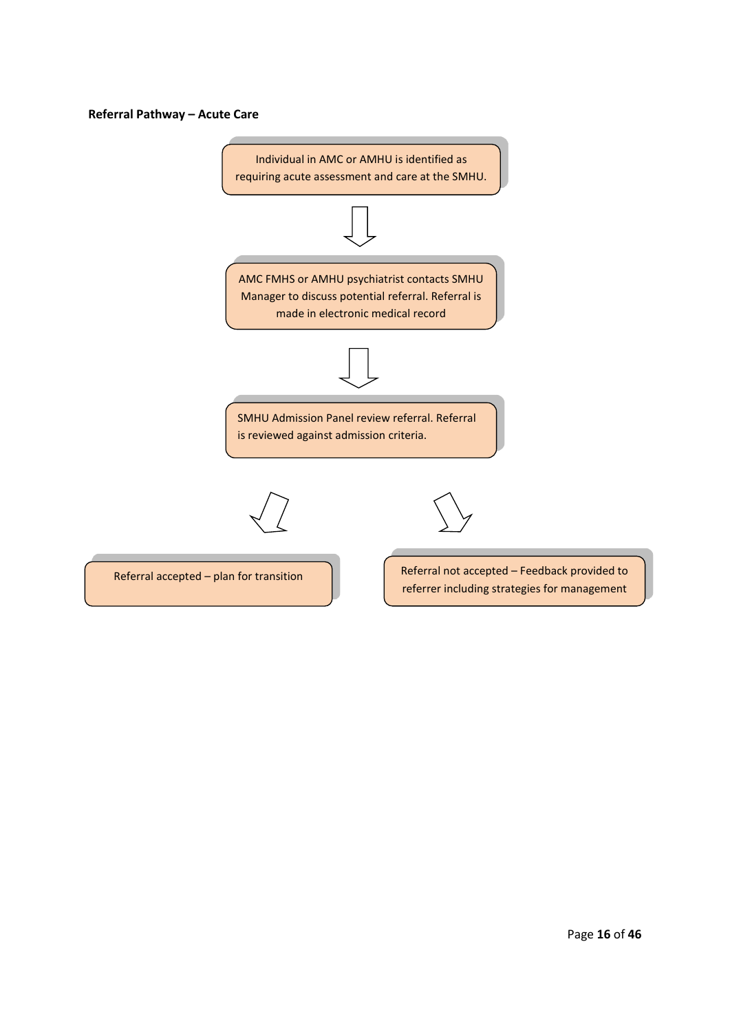**Referral Pathway – Acute Care**

Individual in AMC or AMHU is identified as requiring acute assessment and care at the SMHU.

↓

AMC FMHS or AMHU psychiatrist contacts SMHU Manager to discuss potential referral. Referral is made in electronic medical record

↓

SMHU Admission Panel review referral. Referral is reviewed against admission criteria.

↓

- Referral accepted – plan for transition
- Referral not accepted – Feedback provided to referrer including strategies for management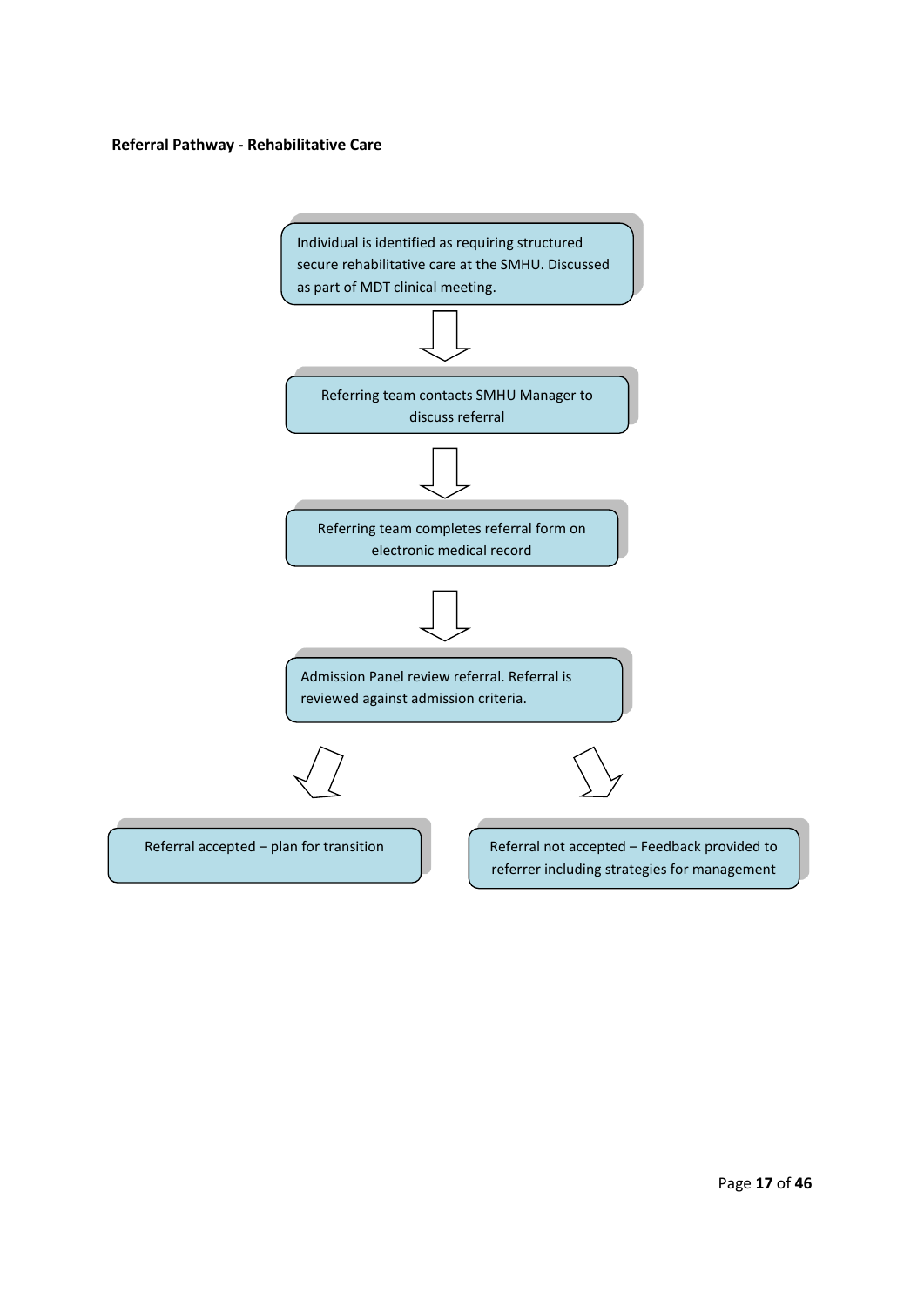**Referral Pathway - Rehabilitative Care**

Individual is identified as requiring structured secure rehabilitative care at the SMHU. Discussed as part of MDT clinical meeting.

↓

Referring team contacts SMHU Manager to discuss referral

↓

Referring team completes referral form on electronic medical record

↓

Admission Panel review referral. Referral is reviewed against admission criteria.

↓

- Referral accepted – plan for transition
- Referral not accepted – Feedback provided to referrer including strategies for management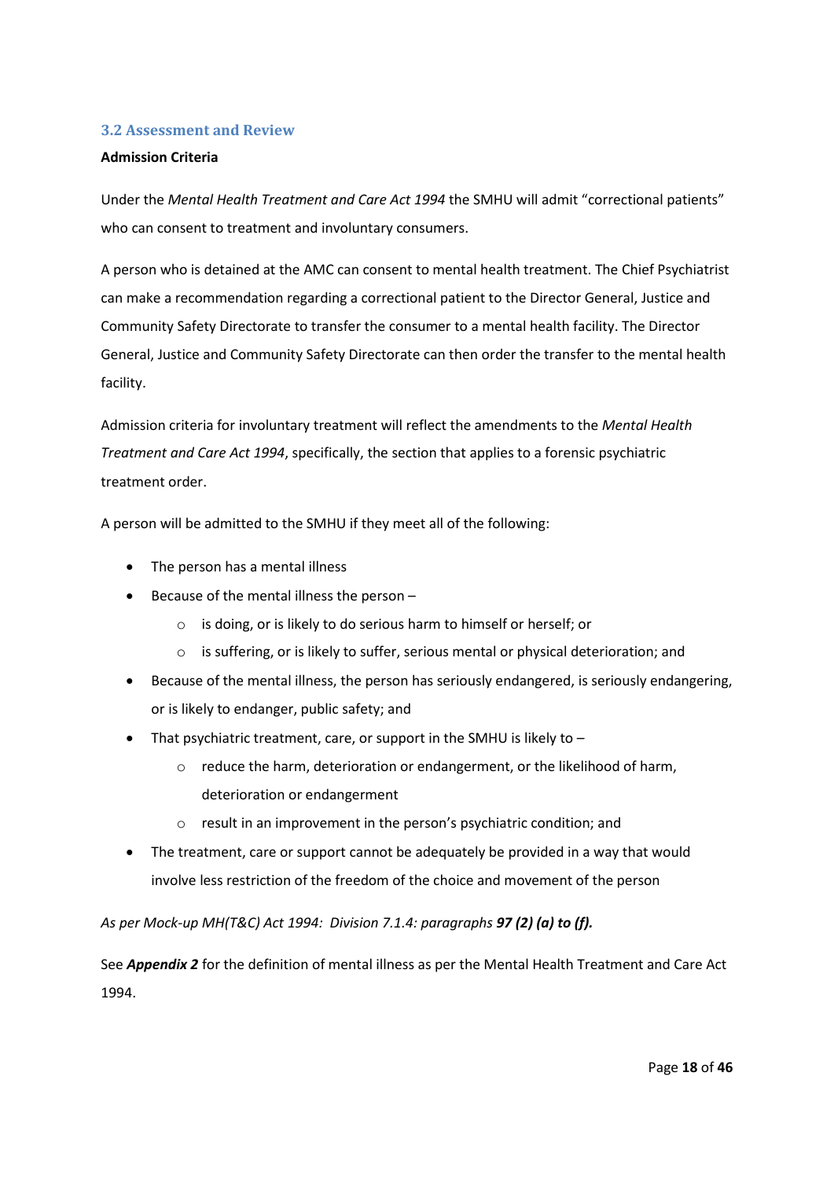## 3.2 Assessment and Review

**Admission Criteria**

Under the *Mental Health Treatment and Care Act 1994* the SMHU will admit "correctional patients" who can consent to treatment and involuntary consumers.

A person who is detained at the AMC can consent to mental health treatment. The Chief Psychiatrist can make a recommendation regarding a correctional patient to the Director General, Justice and Community Safety Directorate to transfer the consumer to a mental health facility. The Director General, Justice and Community Safety Directorate can then order the transfer to the mental health facility.

Admission criteria for involuntary treatment will reflect the amendments to the *Mental Health Treatment and Care Act 1994*, specifically, the section that applies to a forensic psychiatric treatment order.

A person will be admitted to the SMHU if they meet all of the following:

- The person has a mental illness
- Because of the mental illness the person –
  - is doing, or is likely to do serious harm to himself or herself; or
  - is suffering, or is likely to suffer, serious mental or physical deterioration; and
- Because of the mental illness, the person has seriously endangered, is seriously endangering, or is likely to endanger, public safety; and
- That psychiatric treatment, care, or support in the SMHU is likely to –
  - reduce the harm, deterioration or endangerment, or the likelihood of harm, deterioration or endangerment
  - result in an improvement in the person's psychiatric condition; and
- The treatment, care or support cannot be adequately be provided in a way that would involve less restriction of the freedom of the choice and movement of the person

*As per Mock-up MH(T&C) Act 1994: Division 7.1.4: paragraphs **97 (2) (a) to (f).***

See ***Appendix 2*** for the definition of mental illness as per the Mental Health Treatment and Care Act 1994.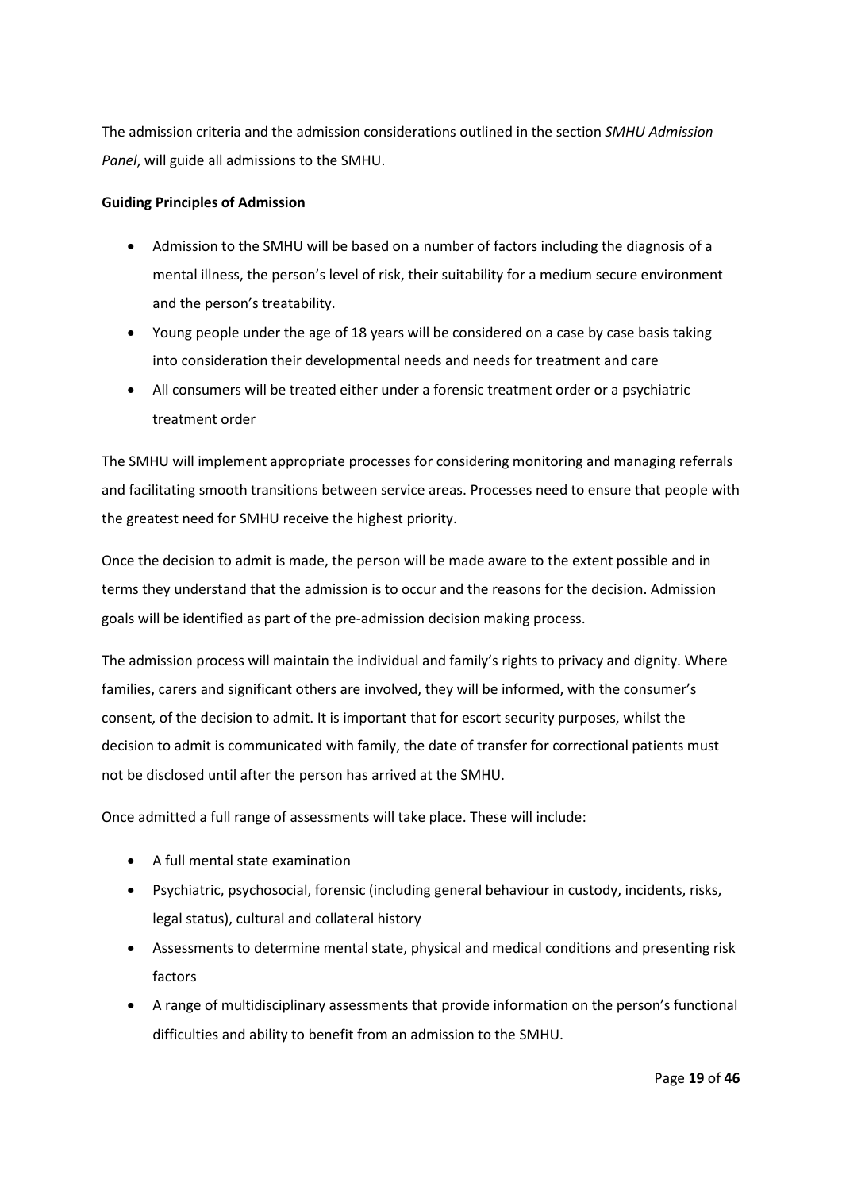The admission criteria and the admission considerations outlined in the section *SMHU Admission Panel*, will guide all admissions to the SMHU.

**Guiding Principles of Admission**

- Admission to the SMHU will be based on a number of factors including the diagnosis of a mental illness, the person's level of risk, their suitability for a medium secure environment and the person's treatability.
- Young people under the age of 18 years will be considered on a case by case basis taking into consideration their developmental needs and needs for treatment and care
- All consumers will be treated either under a forensic treatment order or a psychiatric treatment order

The SMHU will implement appropriate processes for considering monitoring and managing referrals and facilitating smooth transitions between service areas. Processes need to ensure that people with the greatest need for SMHU receive the highest priority.

Once the decision to admit is made, the person will be made aware to the extent possible and in terms they understand that the admission is to occur and the reasons for the decision. Admission goals will be identified as part of the pre-admission decision making process.

The admission process will maintain the individual and family's rights to privacy and dignity. Where families, carers and significant others are involved, they will be informed, with the consumer's consent, of the decision to admit. It is important that for escort security purposes, whilst the decision to admit is communicated with family, the date of transfer for correctional patients must not be disclosed until after the person has arrived at the SMHU.

Once admitted a full range of assessments will take place. These will include:

- A full mental state examination
- Psychiatric, psychosocial, forensic (including general behaviour in custody, incidents, risks, legal status), cultural and collateral history
- Assessments to determine mental state, physical and medical conditions and presenting risk factors
- A range of multidisciplinary assessments that provide information on the person's functional difficulties and ability to benefit from an admission to the SMHU.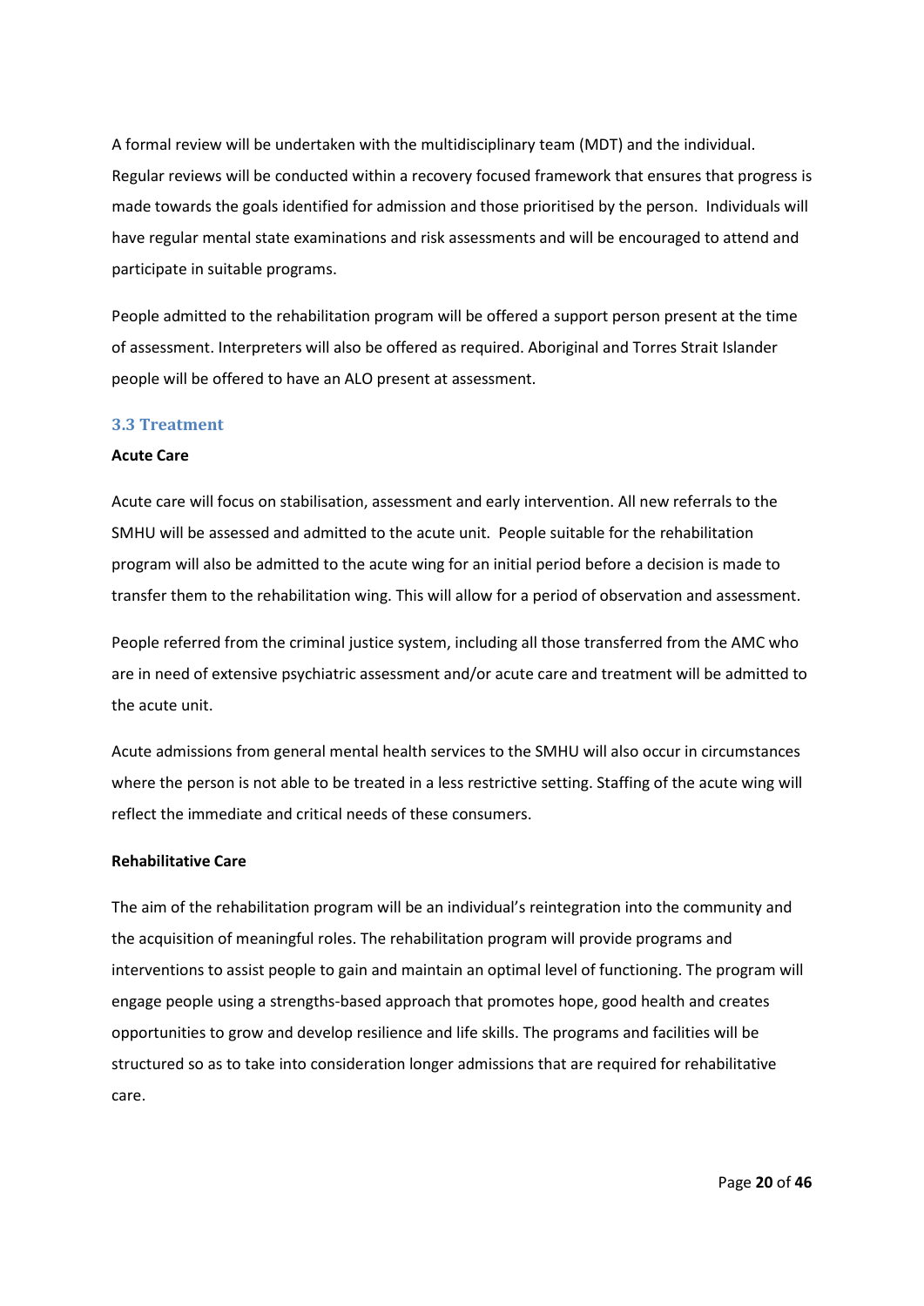A formal review will be undertaken with the multidisciplinary team (MDT) and the individual. Regular reviews will be conducted within a recovery focused framework that ensures that progress is made towards the goals identified for admission and those prioritised by the person. Individuals will have regular mental state examinations and risk assessments and will be encouraged to attend and participate in suitable programs.

People admitted to the rehabilitation program will be offered a support person present at the time of assessment. Interpreters will also be offered as required. Aboriginal and Torres Strait Islander people will be offered to have an ALO present at assessment.

### 3.3 Treatment

**Acute Care**

Acute care will focus on stabilisation, assessment and early intervention. All new referrals to the SMHU will be assessed and admitted to the acute unit. People suitable for the rehabilitation program will also be admitted to the acute wing for an initial period before a decision is made to transfer them to the rehabilitation wing. This will allow for a period of observation and assessment.

People referred from the criminal justice system, including all those transferred from the AMC who are in need of extensive psychiatric assessment and/or acute care and treatment will be admitted to the acute unit.

Acute admissions from general mental health services to the SMHU will also occur in circumstances where the person is not able to be treated in a less restrictive setting. Staffing of the acute wing will reflect the immediate and critical needs of these consumers.

**Rehabilitative Care**

The aim of the rehabilitation program will be an individual's reintegration into the community and the acquisition of meaningful roles. The rehabilitation program will provide programs and interventions to assist people to gain and maintain an optimal level of functioning. The program will engage people using a strengths-based approach that promotes hope, good health and creates opportunities to grow and develop resilience and life skills. The programs and facilities will be structured so as to take into consideration longer admissions that are required for rehabilitative care.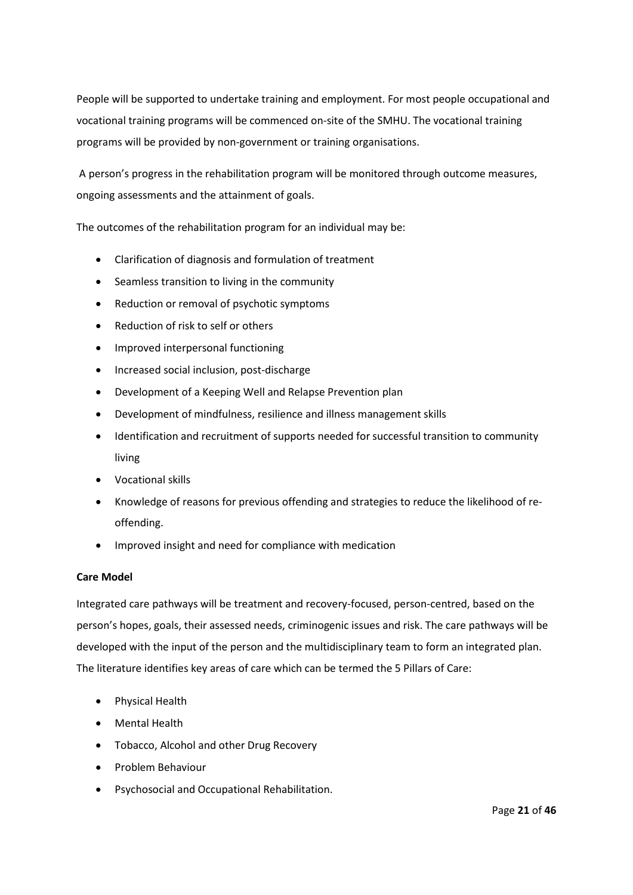People will be supported to undertake training and employment. For most people occupational and vocational training programs will be commenced on-site of the SMHU. The vocational training programs will be provided by non-government or training organisations.

A person's progress in the rehabilitation program will be monitored through outcome measures, ongoing assessments and the attainment of goals.

The outcomes of the rehabilitation program for an individual may be:

- Clarification of diagnosis and formulation of treatment
- Seamless transition to living in the community
- Reduction or removal of psychotic symptoms
- Reduction of risk to self or others
- Improved interpersonal functioning
- Increased social inclusion, post-discharge
- Development of a Keeping Well and Relapse Prevention plan
- Development of mindfulness, resilience and illness management skills
- Identification and recruitment of supports needed for successful transition to community living
- Vocational skills
- Knowledge of reasons for previous offending and strategies to reduce the likelihood of re-offending.
- Improved insight and need for compliance with medication

**Care Model**

Integrated care pathways will be treatment and recovery-focused, person-centred, based on the person's hopes, goals, their assessed needs, criminogenic issues and risk. The care pathways will be developed with the input of the person and the multidisciplinary team to form an integrated plan. The literature identifies key areas of care which can be termed the 5 Pillars of Care:

- Physical Health
- Mental Health
- Tobacco, Alcohol and other Drug Recovery
- Problem Behaviour
- Psychosocial and Occupational Rehabilitation.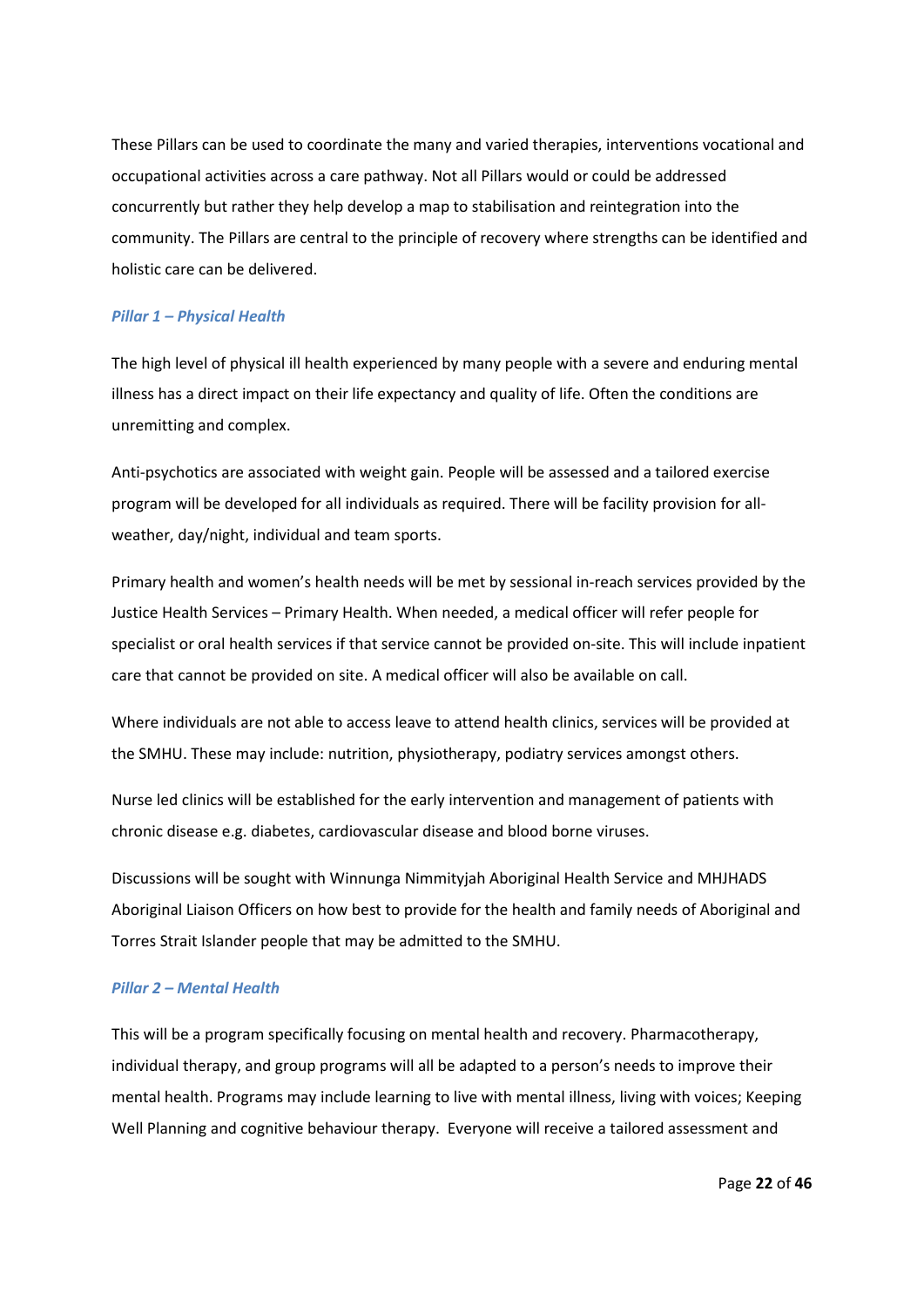These Pillars can be used to coordinate the many and varied therapies, interventions vocational and occupational activities across a care pathway. Not all Pillars would or could be addressed concurrently but rather they help develop a map to stabilisation and reintegration into the community. The Pillars are central to the principle of recovery where strengths can be identified and holistic care can be delivered.

### *Pillar 1 – Physical Health*

The high level of physical ill health experienced by many people with a severe and enduring mental illness has a direct impact on their life expectancy and quality of life. Often the conditions are unremitting and complex.

Anti-psychotics are associated with weight gain. People will be assessed and a tailored exercise program will be developed for all individuals as required. There will be facility provision for all-weather, day/night, individual and team sports.

Primary health and women's health needs will be met by sessional in-reach services provided by the Justice Health Services – Primary Health. When needed, a medical officer will refer people for specialist or oral health services if that service cannot be provided on-site. This will include inpatient care that cannot be provided on site. A medical officer will also be available on call.

Where individuals are not able to access leave to attend health clinics, services will be provided at the SMHU. These may include: nutrition, physiotherapy, podiatry services amongst others.

Nurse led clinics will be established for the early intervention and management of patients with chronic disease e.g. diabetes, cardiovascular disease and blood borne viruses.

Discussions will be sought with Winnunga Nimmityjah Aboriginal Health Service and MHJHADS Aboriginal Liaison Officers on how best to provide for the health and family needs of Aboriginal and Torres Strait Islander people that may be admitted to the SMHU.

### *Pillar 2 – Mental Health*

This will be a program specifically focusing on mental health and recovery. Pharmacotherapy, individual therapy, and group programs will all be adapted to a person's needs to improve their mental health. Programs may include learning to live with mental illness, living with voices; Keeping Well Planning and cognitive behaviour therapy. Everyone will receive a tailored assessment and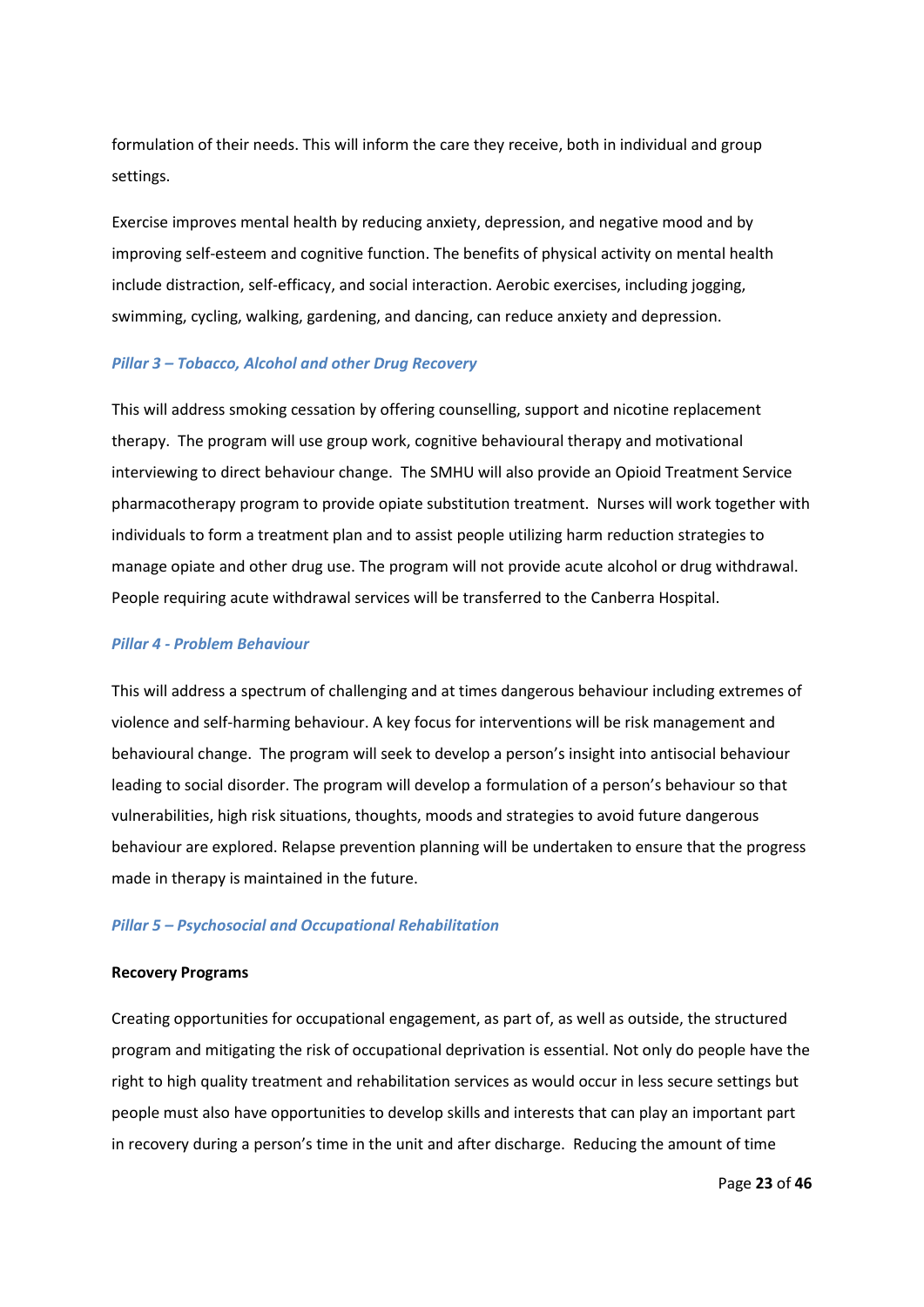formulation of their needs. This will inform the care they receive, both in individual and group settings.

Exercise improves mental health by reducing anxiety, depression, and negative mood and by improving self-esteem and cognitive function. The benefits of physical activity on mental health include distraction, self-efficacy, and social interaction. Aerobic exercises, including jogging, swimming, cycling, walking, gardening, and dancing, can reduce anxiety and depression.

### *Pillar 3 – Tobacco, Alcohol and other Drug Recovery*

This will address smoking cessation by offering counselling, support and nicotine replacement therapy. The program will use group work, cognitive behavioural therapy and motivational interviewing to direct behaviour change. The SMHU will also provide an Opioid Treatment Service pharmacotherapy program to provide opiate substitution treatment. Nurses will work together with individuals to form a treatment plan and to assist people utilizing harm reduction strategies to manage opiate and other drug use. The program will not provide acute alcohol or drug withdrawal. People requiring acute withdrawal services will be transferred to the Canberra Hospital.

### *Pillar 4 - Problem Behaviour*

This will address a spectrum of challenging and at times dangerous behaviour including extremes of violence and self-harming behaviour. A key focus for interventions will be risk management and behavioural change. The program will seek to develop a person's insight into antisocial behaviour leading to social disorder. The program will develop a formulation of a person's behaviour so that vulnerabilities, high risk situations, thoughts, moods and strategies to avoid future dangerous behaviour are explored. Relapse prevention planning will be undertaken to ensure that the progress made in therapy is maintained in the future.

### *Pillar 5 – Psychosocial and Occupational Rehabilitation*

#### Recovery Programs

Creating opportunities for occupational engagement, as part of, as well as outside, the structured program and mitigating the risk of occupational deprivation is essential. Not only do people have the right to high quality treatment and rehabilitation services as would occur in less secure settings but people must also have opportunities to develop skills and interests that can play an important part in recovery during a person's time in the unit and after discharge. Reducing the amount of time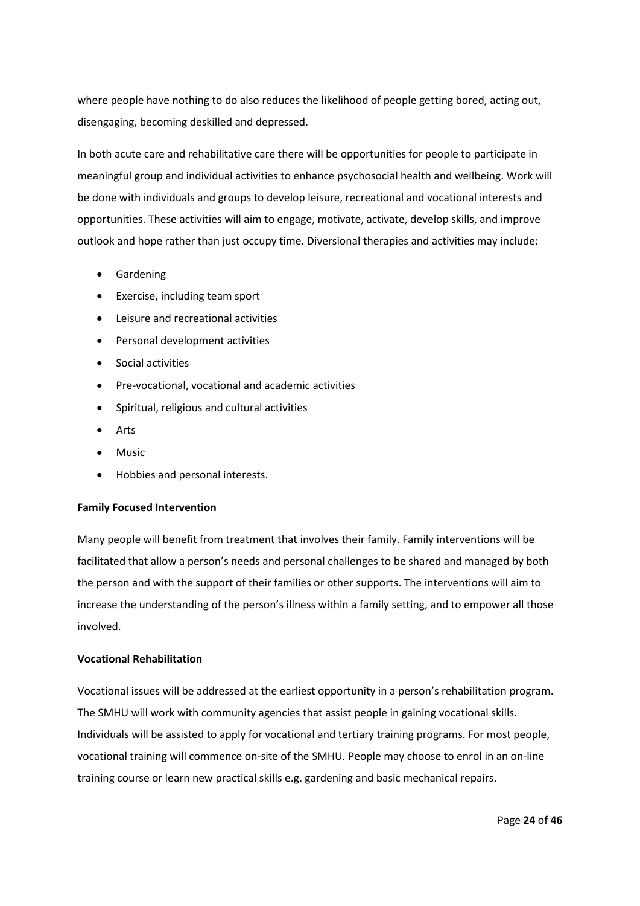where people have nothing to do also reduces the likelihood of people getting bored, acting out, disengaging, becoming deskilled and depressed.

In both acute care and rehabilitative care there will be opportunities for people to participate in meaningful group and individual activities to enhance psychosocial health and wellbeing. Work will be done with individuals and groups to develop leisure, recreational and vocational interests and opportunities. These activities will aim to engage, motivate, activate, develop skills, and improve outlook and hope rather than just occupy time. Diversional therapies and activities may include:

- Gardening
- Exercise, including team sport
- Leisure and recreational activities
- Personal development activities
- Social activities
- Pre-vocational, vocational and academic activities
- Spiritual, religious and cultural activities
- Arts
- Music
- Hobbies and personal interests.

**Family Focused Intervention**

Many people will benefit from treatment that involves their family. Family interventions will be facilitated that allow a person's needs and personal challenges to be shared and managed by both the person and with the support of their families or other supports. The interventions will aim to increase the understanding of the person's illness within a family setting, and to empower all those involved.

**Vocational Rehabilitation**

Vocational issues will be addressed at the earliest opportunity in a person's rehabilitation program. The SMHU will work with community agencies that assist people in gaining vocational skills. Individuals will be assisted to apply for vocational and tertiary training programs. For most people, vocational training will commence on-site of the SMHU. People may choose to enrol in an on-line training course or learn new practical skills e.g. gardening and basic mechanical repairs.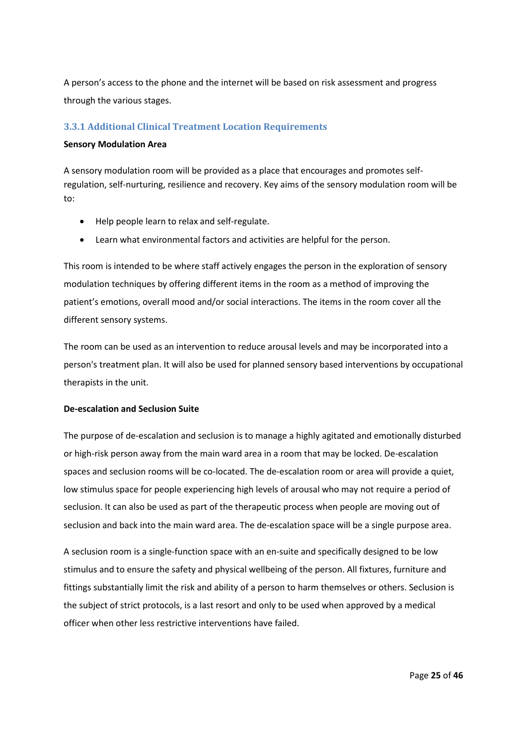A person's access to the phone and the internet will be based on risk assessment and progress through the various stages.

### 3.3.1 Additional Clinical Treatment Location Requirements

**Sensory Modulation Area**

A sensory modulation room will be provided as a place that encourages and promotes self-regulation, self-nurturing, resilience and recovery. Key aims of the sensory modulation room will be to:

- Help people learn to relax and self-regulate.
- Learn what environmental factors and activities are helpful for the person.

This room is intended to be where staff actively engages the person in the exploration of sensory modulation techniques by offering different items in the room as a method of improving the patient's emotions, overall mood and/or social interactions. The items in the room cover all the different sensory systems.

The room can be used as an intervention to reduce arousal levels and may be incorporated into a person's treatment plan. It will also be used for planned sensory based interventions by occupational therapists in the unit.

**De-escalation and Seclusion Suite**

The purpose of de-escalation and seclusion is to manage a highly agitated and emotionally disturbed or high-risk person away from the main ward area in a room that may be locked. De-escalation spaces and seclusion rooms will be co-located. The de-escalation room or area will provide a quiet, low stimulus space for people experiencing high levels of arousal who may not require a period of seclusion. It can also be used as part of the therapeutic process when people are moving out of seclusion and back into the main ward area. The de-escalation space will be a single purpose area.

A seclusion room is a single-function space with an en-suite and specifically designed to be low stimulus and to ensure the safety and physical wellbeing of the person. All fixtures, furniture and fittings substantially limit the risk and ability of a person to harm themselves or others. Seclusion is the subject of strict protocols, is a last resort and only to be used when approved by a medical officer when other less restrictive interventions have failed.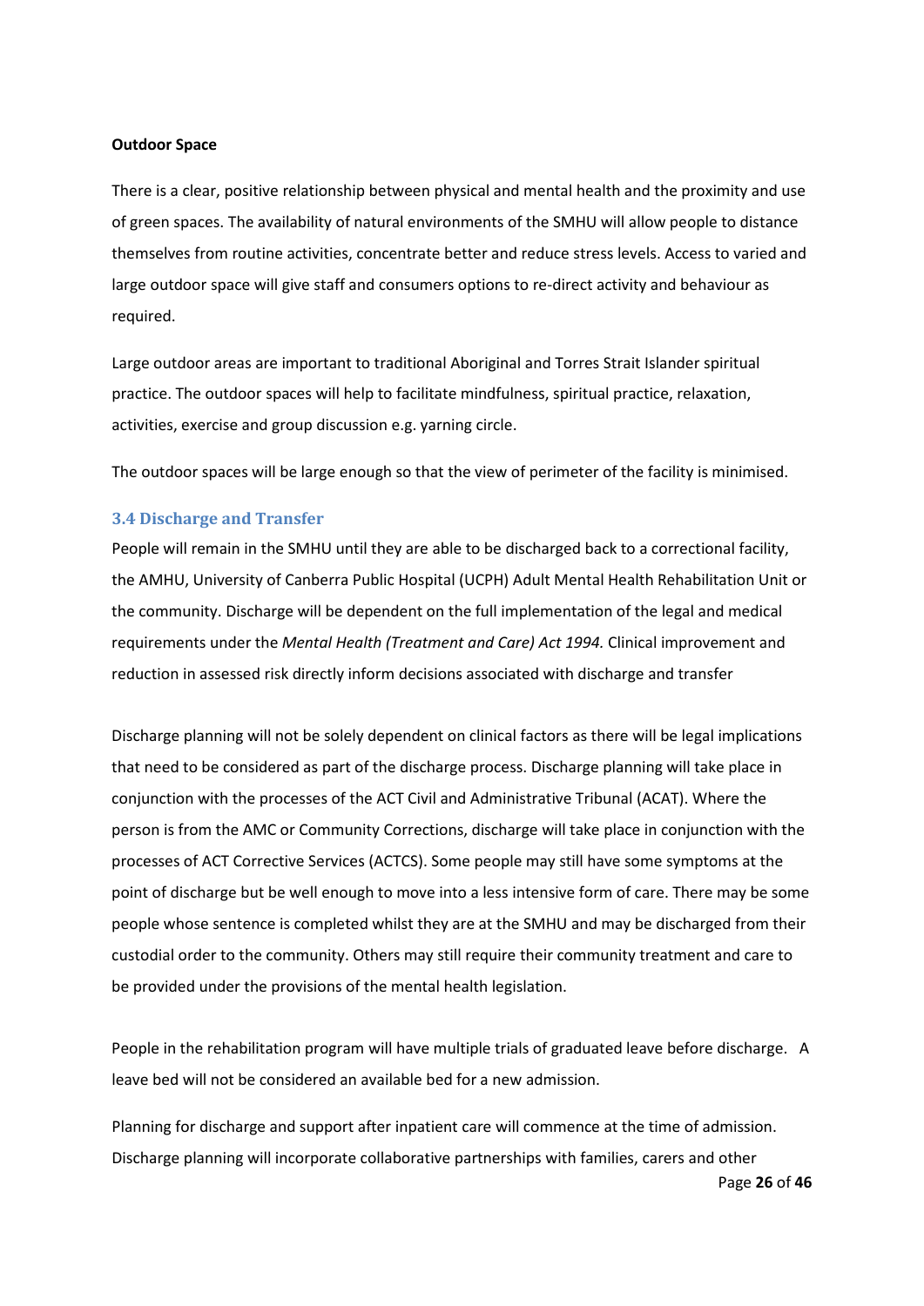**Outdoor Space**

There is a clear, positive relationship between physical and mental health and the proximity and use of green spaces. The availability of natural environments of the SMHU will allow people to distance themselves from routine activities, concentrate better and reduce stress levels. Access to varied and large outdoor space will give staff and consumers options to re-direct activity and behaviour as required.

Large outdoor areas are important to traditional Aboriginal and Torres Strait Islander spiritual practice. The outdoor spaces will help to facilitate mindfulness, spiritual practice, relaxation, activities, exercise and group discussion e.g. yarning circle.

The outdoor spaces will be large enough so that the view of perimeter of the facility is minimised.

### 3.4 Discharge and Transfer

People will remain in the SMHU until they are able to be discharged back to a correctional facility, the AMHU, University of Canberra Public Hospital (UCPH) Adult Mental Health Rehabilitation Unit or the community. Discharge will be dependent on the full implementation of the legal and medical requirements under the *Mental Health (Treatment and Care) Act 1994.* Clinical improvement and reduction in assessed risk directly inform decisions associated with discharge and transfer

Discharge planning will not be solely dependent on clinical factors as there will be legal implications that need to be considered as part of the discharge process. Discharge planning will take place in conjunction with the processes of the ACT Civil and Administrative Tribunal (ACAT). Where the person is from the AMC or Community Corrections, discharge will take place in conjunction with the processes of ACT Corrective Services (ACTCS). Some people may still have some symptoms at the point of discharge but be well enough to move into a less intensive form of care. There may be some people whose sentence is completed whilst they are at the SMHU and may be discharged from their custodial order to the community. Others may still require their community treatment and care to be provided under the provisions of the mental health legislation.

People in the rehabilitation program will have multiple trials of graduated leave before discharge. A leave bed will not be considered an available bed for a new admission.

Planning for discharge and support after inpatient care will commence at the time of admission. Discharge planning will incorporate collaborative partnerships with families, carers and other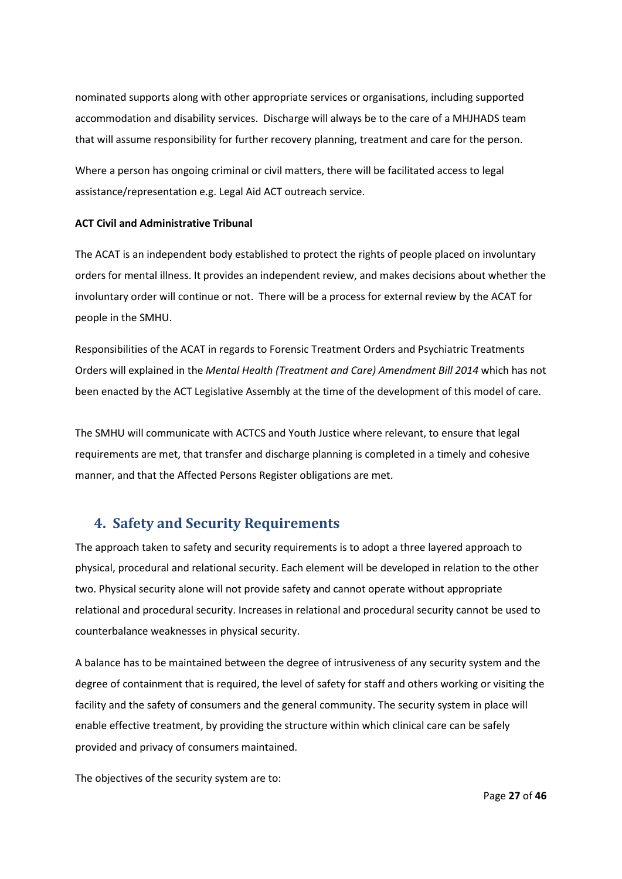nominated supports along with other appropriate services or organisations, including supported accommodation and disability services. Discharge will always be to the care of a MHJHADS team that will assume responsibility for further recovery planning, treatment and care for the person.

Where a person has ongoing criminal or civil matters, there will be facilitated access to legal assistance/representation e.g. Legal Aid ACT outreach service.

**ACT Civil and Administrative Tribunal**

The ACAT is an independent body established to protect the rights of people placed on involuntary orders for mental illness. It provides an independent review, and makes decisions about whether the involuntary order will continue or not. There will be a process for external review by the ACAT for people in the SMHU.

Responsibilities of the ACAT in regards to Forensic Treatment Orders and Psychiatric Treatments Orders will explained in the *Mental Health (Treatment and Care) Amendment Bill 2014* which has not been enacted by the ACT Legislative Assembly at the time of the development of this model of care.

The SMHU will communicate with ACTCS and Youth Justice where relevant, to ensure that legal requirements are met, that transfer and discharge planning is completed in a timely and cohesive manner, and that the Affected Persons Register obligations are met.

## 4. Safety and Security Requirements

The approach taken to safety and security requirements is to adopt a three layered approach to physical, procedural and relational security. Each element will be developed in relation to the other two. Physical security alone will not provide safety and cannot operate without appropriate relational and procedural security. Increases in relational and procedural security cannot be used to counterbalance weaknesses in physical security.

A balance has to be maintained between the degree of intrusiveness of any security system and the degree of containment that is required, the level of safety for staff and others working or visiting the facility and the safety of consumers and the general community. The security system in place will enable effective treatment, by providing the structure within which clinical care can be safely provided and privacy of consumers maintained.

The objectives of the security system are to: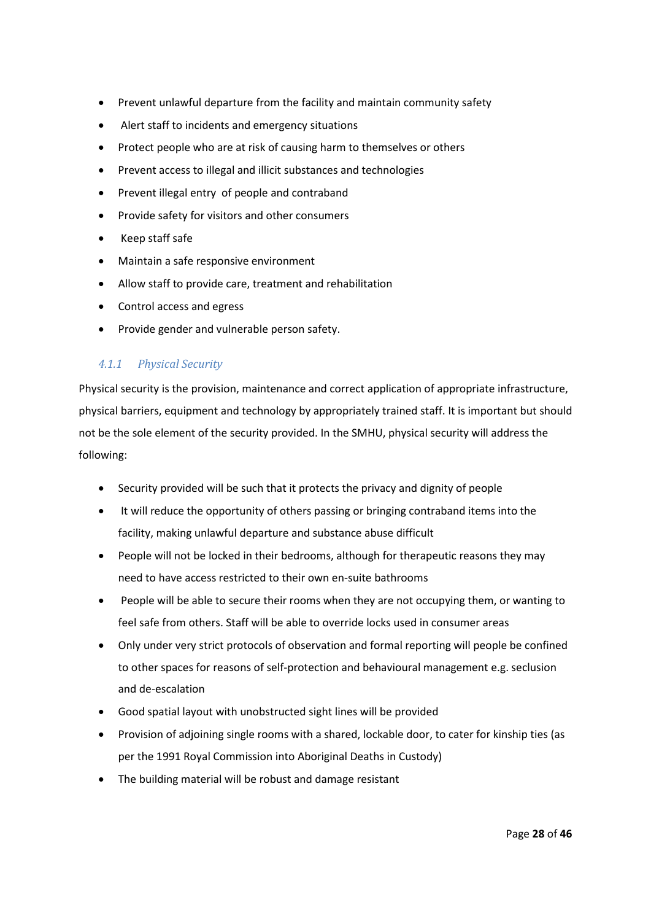- Prevent unlawful departure from the facility and maintain community safety
- Alert staff to incidents and emergency situations
- Protect people who are at risk of causing harm to themselves or others
- Prevent access to illegal and illicit substances and technologies
- Prevent illegal entry of people and contraband
- Provide safety for visitors and other consumers
- Keep staff safe
- Maintain a safe responsive environment
- Allow staff to provide care, treatment and rehabilitation
- Control access and egress
- Provide gender and vulnerable person safety.

#### *4.1.1 Physical Security*

Physical security is the provision, maintenance and correct application of appropriate infrastructure, physical barriers, equipment and technology by appropriately trained staff. It is important but should not be the sole element of the security provided. In the SMHU, physical security will address the following:

- Security provided will be such that it protects the privacy and dignity of people
- It will reduce the opportunity of others passing or bringing contraband items into the facility, making unlawful departure and substance abuse difficult
- People will not be locked in their bedrooms, although for therapeutic reasons they may need to have access restricted to their own en-suite bathrooms
- People will be able to secure their rooms when they are not occupying them, or wanting to feel safe from others. Staff will be able to override locks used in consumer areas
- Only under very strict protocols of observation and formal reporting will people be confined to other spaces for reasons of self-protection and behavioural management e.g. seclusion and de-escalation
- Good spatial layout with unobstructed sight lines will be provided
- Provision of adjoining single rooms with a shared, lockable door, to cater for kinship ties (as per the 1991 Royal Commission into Aboriginal Deaths in Custody)
- The building material will be robust and damage resistant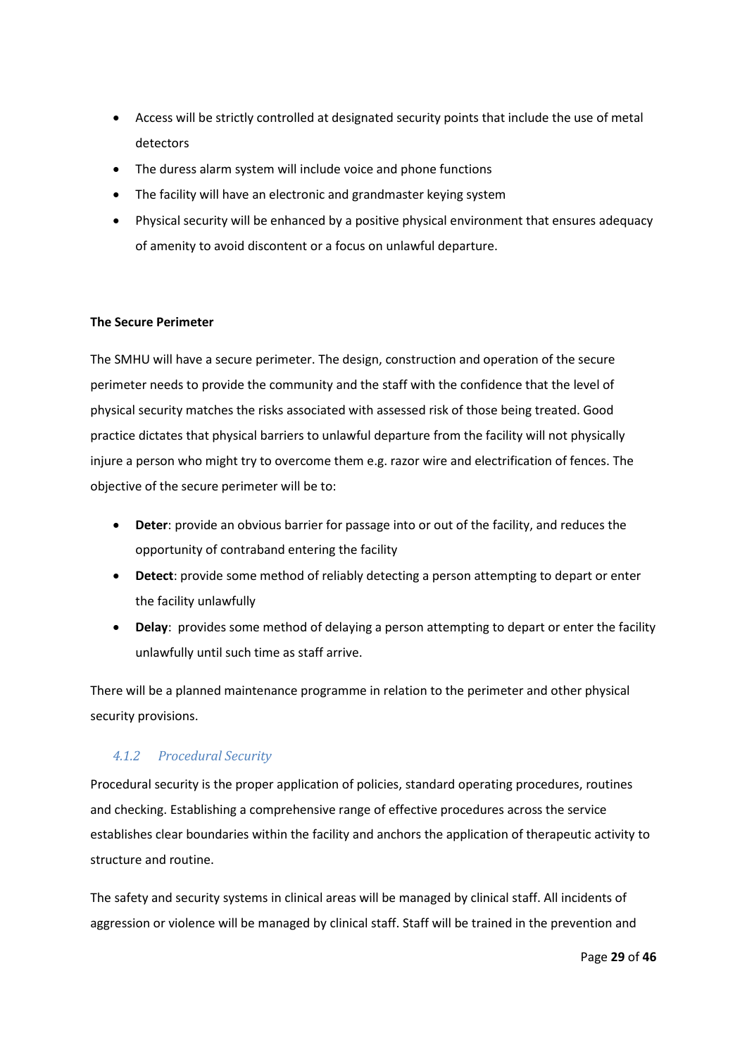- Access will be strictly controlled at designated security points that include the use of metal detectors
- The duress alarm system will include voice and phone functions
- The facility will have an electronic and grandmaster keying system
- Physical security will be enhanced by a positive physical environment that ensures adequacy of amenity to avoid discontent or a focus on unlawful departure.

**The Secure Perimeter**

The SMHU will have a secure perimeter. The design, construction and operation of the secure perimeter needs to provide the community and the staff with the confidence that the level of physical security matches the risks associated with assessed risk of those being treated. Good practice dictates that physical barriers to unlawful departure from the facility will not physically injure a person who might try to overcome them e.g. razor wire and electrification of fences. The objective of the secure perimeter will be to:

- **Deter**: provide an obvious barrier for passage into or out of the facility, and reduces the opportunity of contraband entering the facility
- **Detect**: provide some method of reliably detecting a person attempting to depart or enter the facility unlawfully
- **Delay**: provides some method of delaying a person attempting to depart or enter the facility unlawfully until such time as staff arrive.

There will be a planned maintenance programme in relation to the perimeter and other physical security provisions.

### *4.1.2 Procedural Security*

Procedural security is the proper application of policies, standard operating procedures, routines and checking. Establishing a comprehensive range of effective procedures across the service establishes clear boundaries within the facility and anchors the application of therapeutic activity to structure and routine.

The safety and security systems in clinical areas will be managed by clinical staff. All incidents of aggression or violence will be managed by clinical staff. Staff will be trained in the prevention and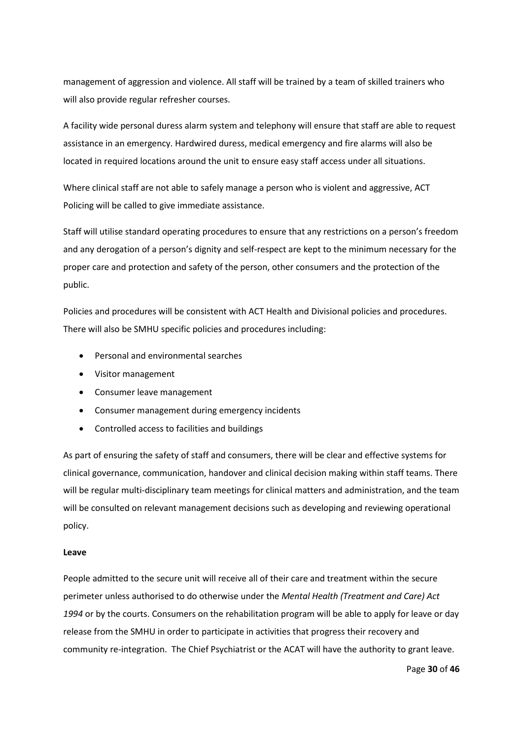management of aggression and violence. All staff will be trained by a team of skilled trainers who will also provide regular refresher courses.

A facility wide personal duress alarm system and telephony will ensure that staff are able to request assistance in an emergency. Hardwired duress, medical emergency and fire alarms will also be located in required locations around the unit to ensure easy staff access under all situations.

Where clinical staff are not able to safely manage a person who is violent and aggressive, ACT Policing will be called to give immediate assistance.

Staff will utilise standard operating procedures to ensure that any restrictions on a person's freedom and any derogation of a person's dignity and self-respect are kept to the minimum necessary for the proper care and protection and safety of the person, other consumers and the protection of the public.

Policies and procedures will be consistent with ACT Health and Divisional policies and procedures. There will also be SMHU specific policies and procedures including:

- Personal and environmental searches
- Visitor management
- Consumer leave management
- Consumer management during emergency incidents
- Controlled access to facilities and buildings

As part of ensuring the safety of staff and consumers, there will be clear and effective systems for clinical governance, communication, handover and clinical decision making within staff teams. There will be regular multi-disciplinary team meetings for clinical matters and administration, and the team will be consulted on relevant management decisions such as developing and reviewing operational policy.

**Leave**

People admitted to the secure unit will receive all of their care and treatment within the secure perimeter unless authorised to do otherwise under the *Mental Health (Treatment and Care) Act 1994* or by the courts. Consumers on the rehabilitation program will be able to apply for leave or day release from the SMHU in order to participate in activities that progress their recovery and community re-integration. The Chief Psychiatrist or the ACAT will have the authority to grant leave.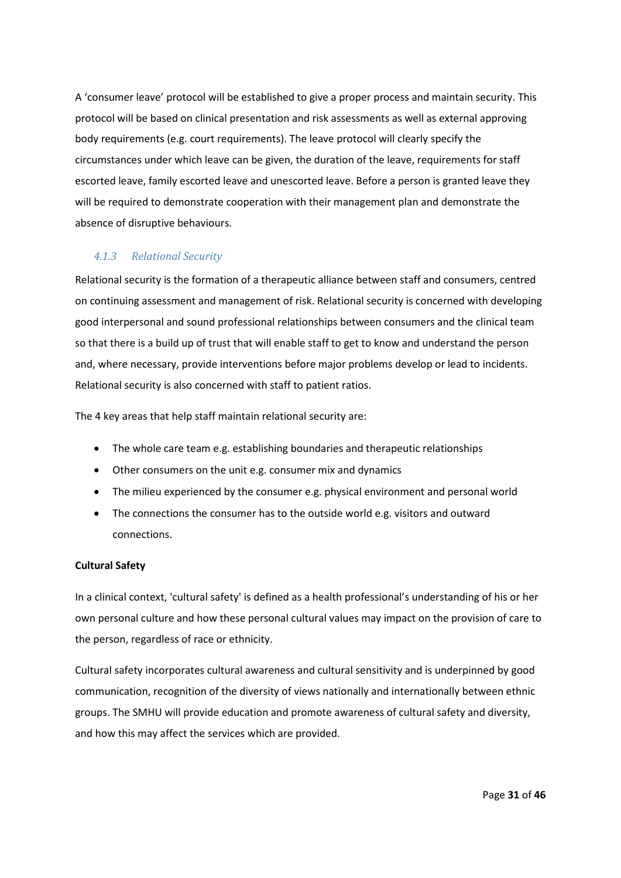A 'consumer leave' protocol will be established to give a proper process and maintain security. This protocol will be based on clinical presentation and risk assessments as well as external approving body requirements (e.g. court requirements). The leave protocol will clearly specify the circumstances under which leave can be given, the duration of the leave, requirements for staff escorted leave, family escorted leave and unescorted leave. Before a person is granted leave they will be required to demonstrate cooperation with their management plan and demonstrate the absence of disruptive behaviours.

### *4.1.3 Relational Security*

Relational security is the formation of a therapeutic alliance between staff and consumers, centred on continuing assessment and management of risk. Relational security is concerned with developing good interpersonal and sound professional relationships between consumers and the clinical team so that there is a build up of trust that will enable staff to get to know and understand the person and, where necessary, provide interventions before major problems develop or lead to incidents. Relational security is also concerned with staff to patient ratios.

The 4 key areas that help staff maintain relational security are:

- The whole care team e.g. establishing boundaries and therapeutic relationships
- Other consumers on the unit e.g. consumer mix and dynamics
- The milieu experienced by the consumer e.g. physical environment and personal world
- The connections the consumer has to the outside world e.g. visitors and outward connections.

**Cultural Safety**

In a clinical context, 'cultural safety' is defined as a health professional's understanding of his or her own personal culture and how these personal cultural values may impact on the provision of care to the person, regardless of race or ethnicity.

Cultural safety incorporates cultural awareness and cultural sensitivity and is underpinned by good communication, recognition of the diversity of views nationally and internationally between ethnic groups. The SMHU will provide education and promote awareness of cultural safety and diversity, and how this may affect the services which are provided.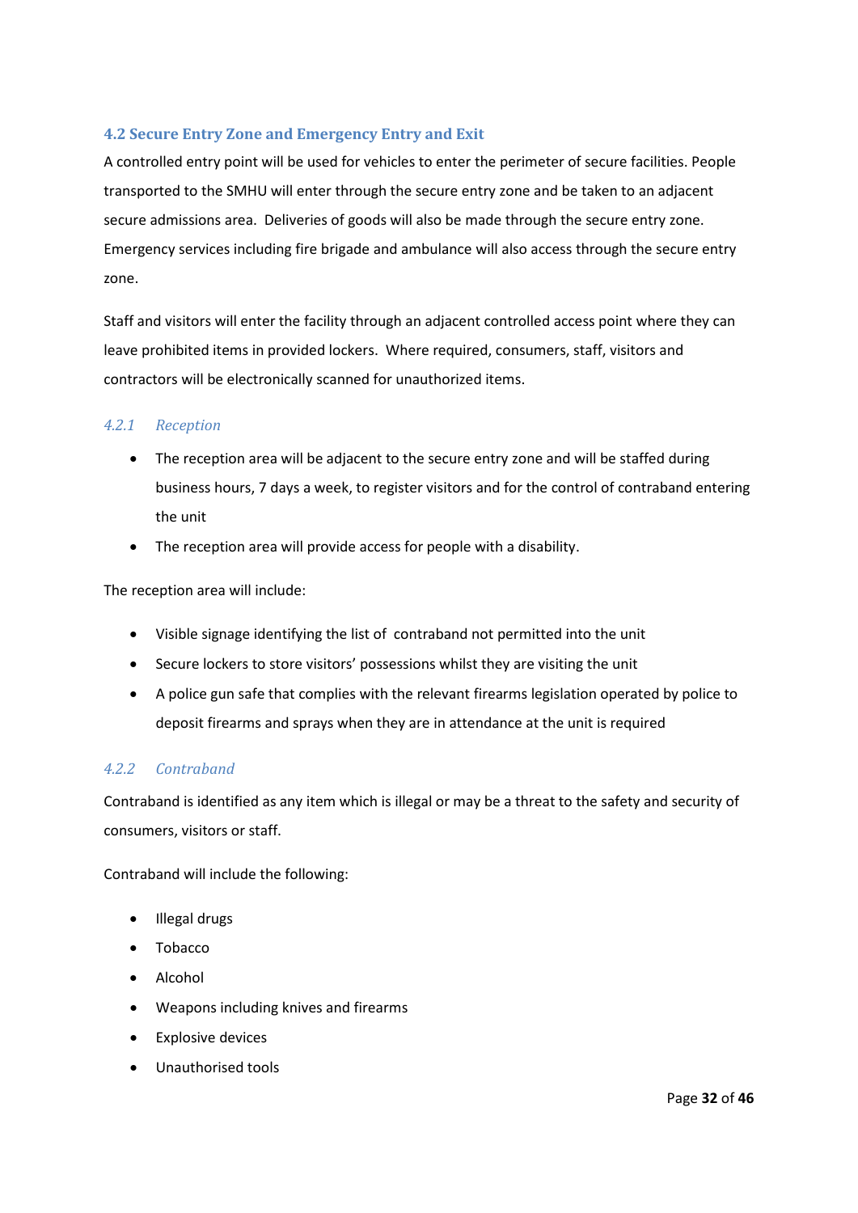## 4.2 Secure Entry Zone and Emergency Entry and Exit

A controlled entry point will be used for vehicles to enter the perimeter of secure facilities. People transported to the SMHU will enter through the secure entry zone and be taken to an adjacent secure admissions area. Deliveries of goods will also be made through the secure entry zone. Emergency services including fire brigade and ambulance will also access through the secure entry zone.

Staff and visitors will enter the facility through an adjacent controlled access point where they can leave prohibited items in provided lockers. Where required, consumers, staff, visitors and contractors will be electronically scanned for unauthorized items.

### *4.2.1 Reception*

- The reception area will be adjacent to the secure entry zone and will be staffed during business hours, 7 days a week, to register visitors and for the control of contraband entering the unit
- The reception area will provide access for people with a disability.

The reception area will include:

- Visible signage identifying the list of contraband not permitted into the unit
- Secure lockers to store visitors' possessions whilst they are visiting the unit
- A police gun safe that complies with the relevant firearms legislation operated by police to deposit firearms and sprays when they are in attendance at the unit is required

### *4.2.2 Contraband*

Contraband is identified as any item which is illegal or may be a threat to the safety and security of consumers, visitors or staff.

Contraband will include the following:

- Illegal drugs
- Tobacco
- Alcohol
- Weapons including knives and firearms
- Explosive devices
- Unauthorised tools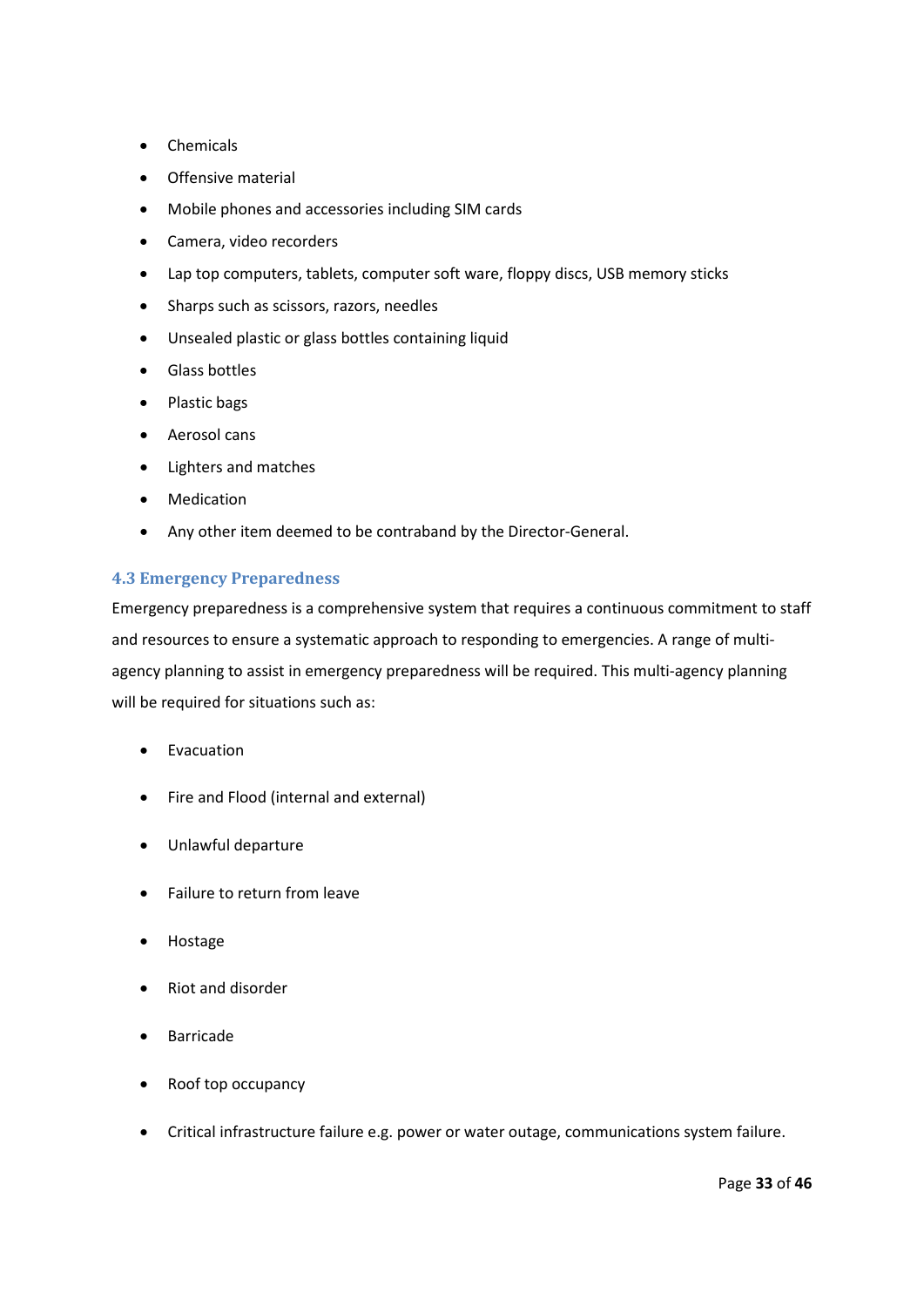- Chemicals
- Offensive material
- Mobile phones and accessories including SIM cards
- Camera, video recorders
- Lap top computers, tablets, computer soft ware, floppy discs, USB memory sticks
- Sharps such as scissors, razors, needles
- Unsealed plastic or glass bottles containing liquid
- Glass bottles
- Plastic bags
- Aerosol cans
- Lighters and matches
- Medication
- Any other item deemed to be contraband by the Director-General.

### 4.3 Emergency Preparedness

Emergency preparedness is a comprehensive system that requires a continuous commitment to staff and resources to ensure a systematic approach to responding to emergencies. A range of multi-agency planning to assist in emergency preparedness will be required. This multi-agency planning will be required for situations such as:

- Evacuation
- Fire and Flood (internal and external)
- Unlawful departure
- Failure to return from leave
- Hostage
- Riot and disorder
- Barricade
- Roof top occupancy
- Critical infrastructure failure e.g. power or water outage, communications system failure.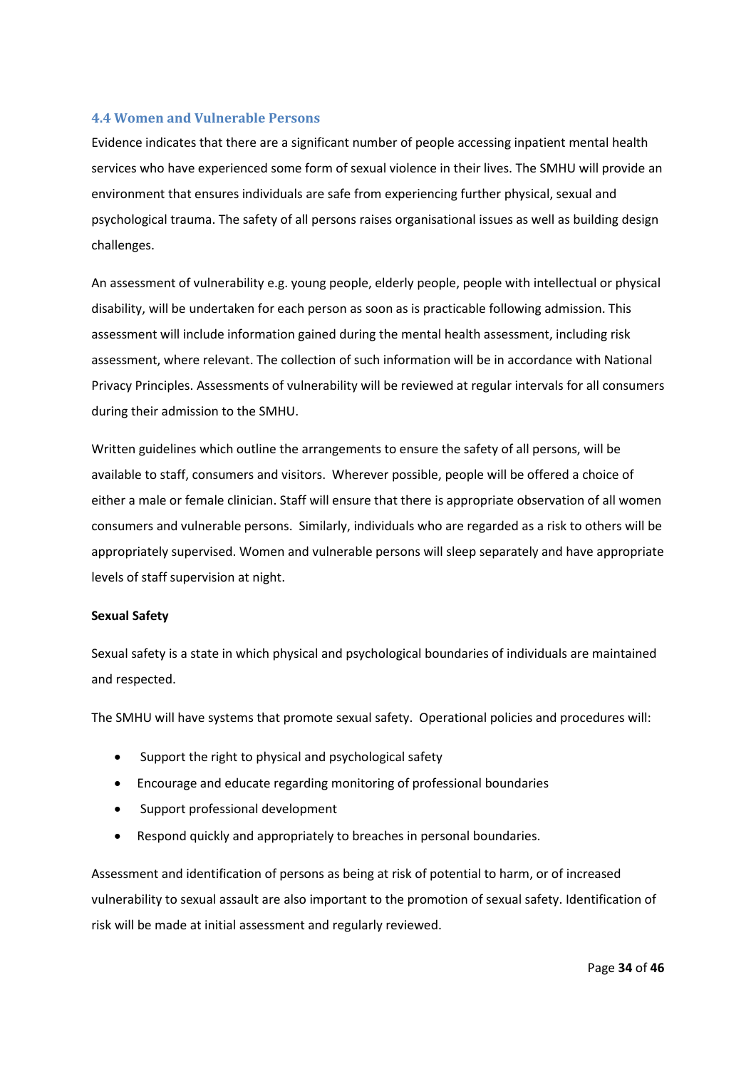### 4.4 Women and Vulnerable Persons

Evidence indicates that there are a significant number of people accessing inpatient mental health services who have experienced some form of sexual violence in their lives. The SMHU will provide an environment that ensures individuals are safe from experiencing further physical, sexual and psychological trauma. The safety of all persons raises organisational issues as well as building design challenges.

An assessment of vulnerability e.g. young people, elderly people, people with intellectual or physical disability, will be undertaken for each person as soon as is practicable following admission. This assessment will include information gained during the mental health assessment, including risk assessment, where relevant. The collection of such information will be in accordance with National Privacy Principles. Assessments of vulnerability will be reviewed at regular intervals for all consumers during their admission to the SMHU.

Written guidelines which outline the arrangements to ensure the safety of all persons, will be available to staff, consumers and visitors. Wherever possible, people will be offered a choice of either a male or female clinician. Staff will ensure that there is appropriate observation of all women consumers and vulnerable persons. Similarly, individuals who are regarded as a risk to others will be appropriately supervised. Women and vulnerable persons will sleep separately and have appropriate levels of staff supervision at night.

**Sexual Safety**

Sexual safety is a state in which physical and psychological boundaries of individuals are maintained and respected.

The SMHU will have systems that promote sexual safety. Operational policies and procedures will:

- Support the right to physical and psychological safety
- Encourage and educate regarding monitoring of professional boundaries
- Support professional development
- Respond quickly and appropriately to breaches in personal boundaries.

Assessment and identification of persons as being at risk of potential to harm, or of increased vulnerability to sexual assault are also important to the promotion of sexual safety. Identification of risk will be made at initial assessment and regularly reviewed.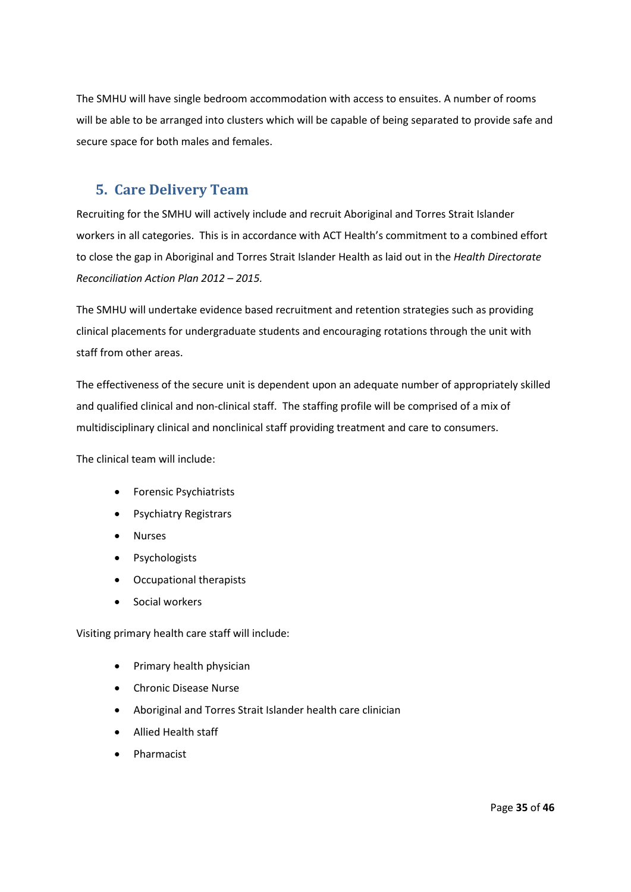The SMHU will have single bedroom accommodation with access to ensuites. A number of rooms will be able to be arranged into clusters which will be capable of being separated to provide safe and secure space for both males and females.

## 5. Care Delivery Team

Recruiting for the SMHU will actively include and recruit Aboriginal and Torres Strait Islander workers in all categories. This is in accordance with ACT Health's commitment to a combined effort to close the gap in Aboriginal and Torres Strait Islander Health as laid out in the *Health Directorate Reconciliation Action Plan 2012 – 2015.*

The SMHU will undertake evidence based recruitment and retention strategies such as providing clinical placements for undergraduate students and encouraging rotations through the unit with staff from other areas.

The effectiveness of the secure unit is dependent upon an adequate number of appropriately skilled and qualified clinical and non-clinical staff. The staffing profile will be comprised of a mix of multidisciplinary clinical and nonclinical staff providing treatment and care to consumers.

The clinical team will include:

- Forensic Psychiatrists
- Psychiatry Registrars
- Nurses
- Psychologists
- Occupational therapists
- Social workers

Visiting primary health care staff will include:

- Primary health physician
- Chronic Disease Nurse
- Aboriginal and Torres Strait Islander health care clinician
- Allied Health staff
- Pharmacist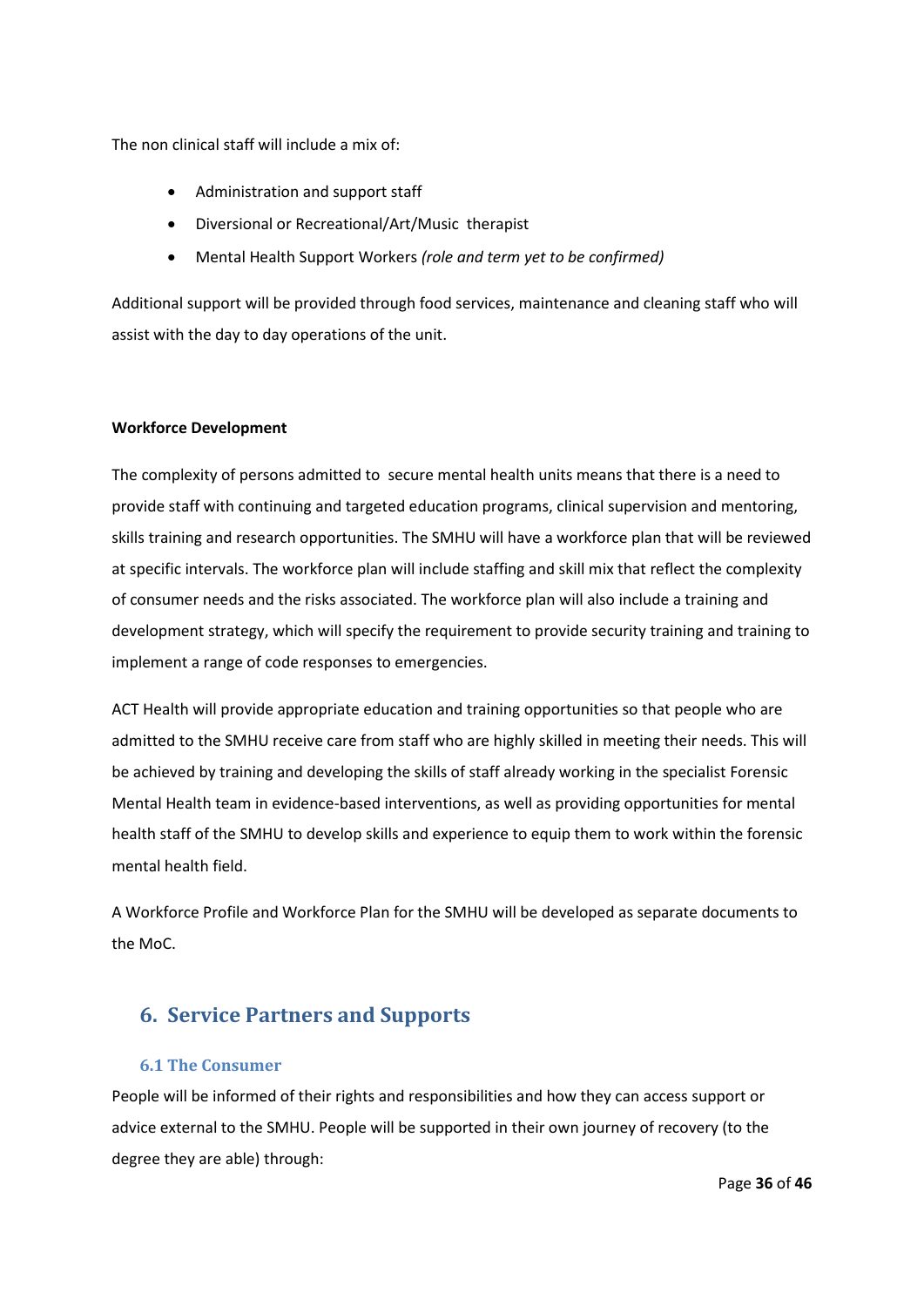The non clinical staff will include a mix of:

- Administration and support staff
- Diversional or Recreational/Art/Music therapist
- Mental Health Support Workers *(role and term yet to be confirmed)*

Additional support will be provided through food services, maintenance and cleaning staff who will assist with the day to day operations of the unit.

**Workforce Development**

The complexity of persons admitted to secure mental health units means that there is a need to provide staff with continuing and targeted education programs, clinical supervision and mentoring, skills training and research opportunities. The SMHU will have a workforce plan that will be reviewed at specific intervals. The workforce plan will include staffing and skill mix that reflect the complexity of consumer needs and the risks associated. The workforce plan will also include a training and development strategy, which will specify the requirement to provide security training and training to implement a range of code responses to emergencies.

ACT Health will provide appropriate education and training opportunities so that people who are admitted to the SMHU receive care from staff who are highly skilled in meeting their needs. This will be achieved by training and developing the skills of staff already working in the specialist Forensic Mental Health team in evidence-based interventions, as well as providing opportunities for mental health staff of the SMHU to develop skills and experience to equip them to work within the forensic mental health field.

A Workforce Profile and Workforce Plan for the SMHU will be developed as separate documents to the MoC.

## 6. Service Partners and Supports

### 6.1 The Consumer

People will be informed of their rights and responsibilities and how they can access support or advice external to the SMHU. People will be supported in their own journey of recovery (to the degree they are able) through: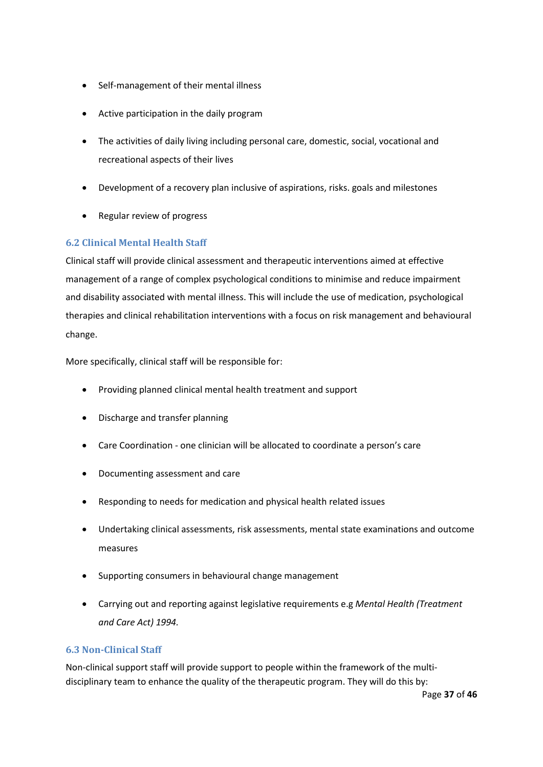- Self-management of their mental illness
- Active participation in the daily program
- The activities of daily living including personal care, domestic, social, vocational and recreational aspects of their lives
- Development of a recovery plan inclusive of aspirations, risks. goals and milestones
- Regular review of progress

### 6.2 Clinical Mental Health Staff

Clinical staff will provide clinical assessment and therapeutic interventions aimed at effective management of a range of complex psychological conditions to minimise and reduce impairment and disability associated with mental illness. This will include the use of medication, psychological therapies and clinical rehabilitation interventions with a focus on risk management and behavioural change.

More specifically, clinical staff will be responsible for:

- Providing planned clinical mental health treatment and support
- Discharge and transfer planning
- Care Coordination - one clinician will be allocated to coordinate a person's care
- Documenting assessment and care
- Responding to needs for medication and physical health related issues
- Undertaking clinical assessments, risk assessments, mental state examinations and outcome measures
- Supporting consumers in behavioural change management
- Carrying out and reporting against legislative requirements e.g *Mental Health (Treatment and Care Act) 1994.*

### 6.3 Non-Clinical Staff

Non-clinical support staff will provide support to people within the framework of the multi-disciplinary team to enhance the quality of the therapeutic program. They will do this by: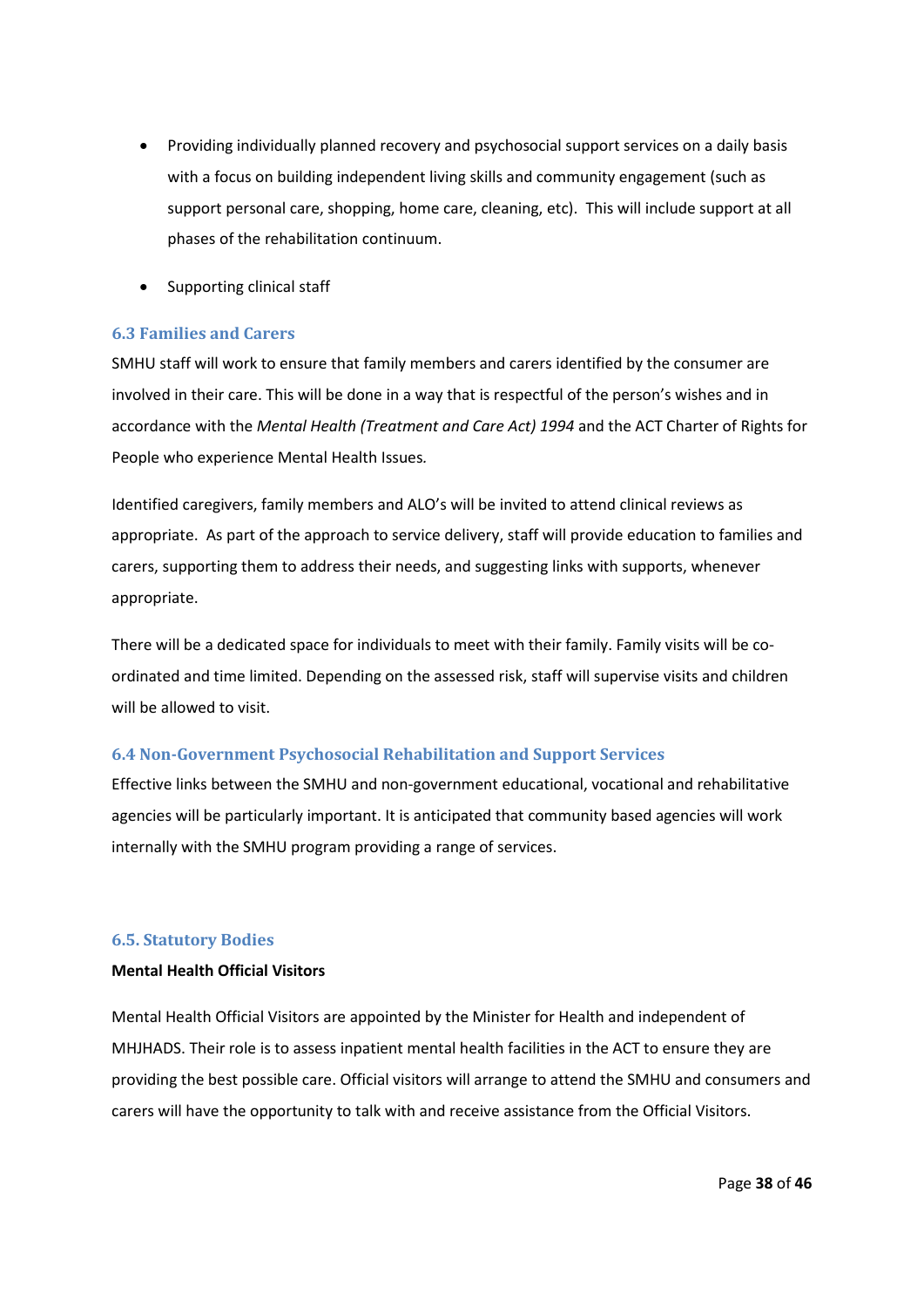- Providing individually planned recovery and psychosocial support services on a daily basis with a focus on building independent living skills and community engagement (such as support personal care, shopping, home care, cleaning, etc). This will include support at all phases of the rehabilitation continuum.
- Supporting clinical staff

### 6.3 Families and Carers

SMHU staff will work to ensure that family members and carers identified by the consumer are involved in their care. This will be done in a way that is respectful of the person's wishes and in accordance with the *Mental Health (Treatment and Care Act) 1994* and the ACT Charter of Rights for People who experience Mental Health Issues.

Identified caregivers, family members and ALO's will be invited to attend clinical reviews as appropriate. As part of the approach to service delivery, staff will provide education to families and carers, supporting them to address their needs, and suggesting links with supports, whenever appropriate.

There will be a dedicated space for individuals to meet with their family. Family visits will be co-ordinated and time limited. Depending on the assessed risk, staff will supervise visits and children will be allowed to visit.

### 6.4 Non-Government Psychosocial Rehabilitation and Support Services

Effective links between the SMHU and non-government educational, vocational and rehabilitative agencies will be particularly important. It is anticipated that community based agencies will work internally with the SMHU program providing a range of services.

### 6.5. Statutory Bodies

**Mental Health Official Visitors**

Mental Health Official Visitors are appointed by the Minister for Health and independent of MHJHADS. Their role is to assess inpatient mental health facilities in the ACT to ensure they are providing the best possible care. Official visitors will arrange to attend the SMHU and consumers and carers will have the opportunity to talk with and receive assistance from the Official Visitors.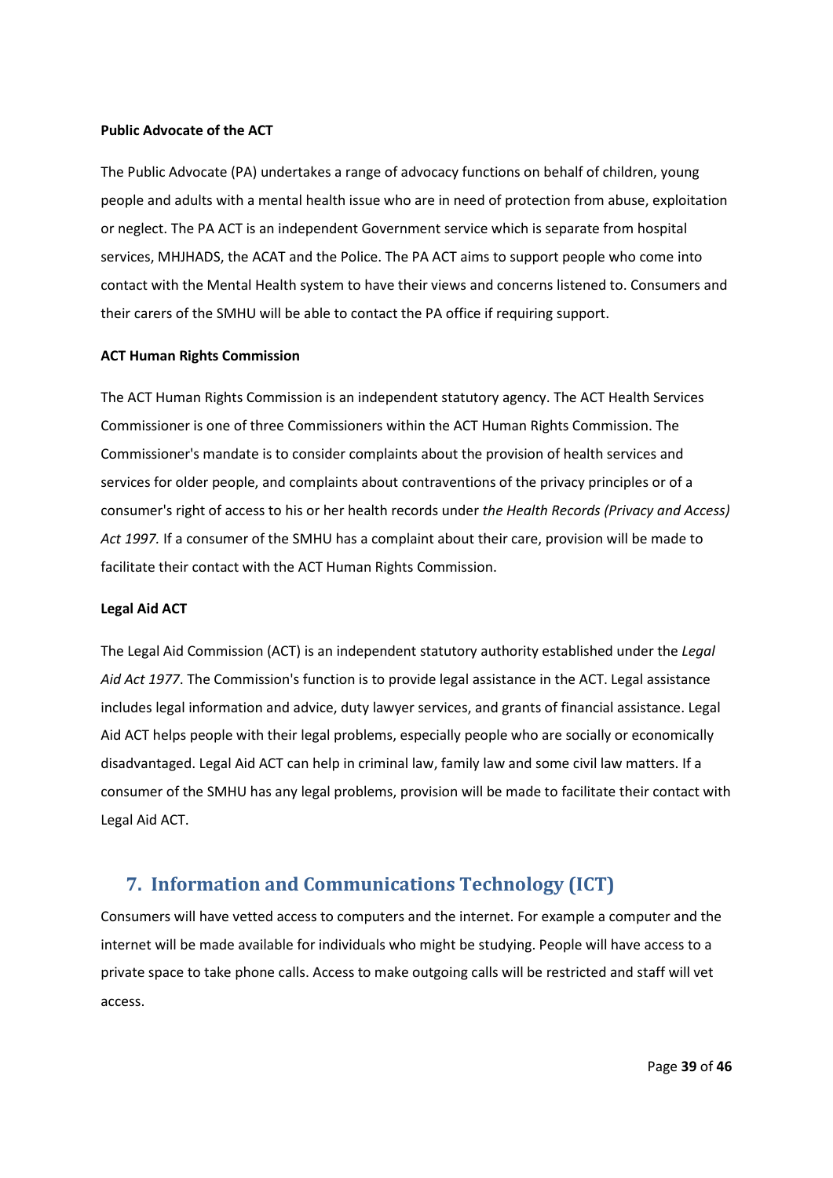**Public Advocate of the ACT**

The Public Advocate (PA) undertakes a range of advocacy functions on behalf of children, young people and adults with a mental health issue who are in need of protection from abuse, exploitation or neglect. The PA ACT is an independent Government service which is separate from hospital services, MHJHADS, the ACAT and the Police. The PA ACT aims to support people who come into contact with the Mental Health system to have their views and concerns listened to. Consumers and their carers of the SMHU will be able to contact the PA office if requiring support.

**ACT Human Rights Commission**

The ACT Human Rights Commission is an independent statutory agency. The ACT Health Services Commissioner is one of three Commissioners within the ACT Human Rights Commission. The Commissioner's mandate is to consider complaints about the provision of health services and services for older people, and complaints about contraventions of the privacy principles or of a consumer's right of access to his or her health records under *the Health Records (Privacy and Access) Act 1997.* If a consumer of the SMHU has a complaint about their care, provision will be made to facilitate their contact with the ACT Human Rights Commission.

**Legal Aid ACT**

The Legal Aid Commission (ACT) is an independent statutory authority established under the *Legal Aid Act 1977*. The Commission's function is to provide legal assistance in the ACT. Legal assistance includes legal information and advice, duty lawyer services, and grants of financial assistance. Legal Aid ACT helps people with their legal problems, especially people who are socially or economically disadvantaged. Legal Aid ACT can help in criminal law, family law and some civil law matters. If a consumer of the SMHU has any legal problems, provision will be made to facilitate their contact with Legal Aid ACT.

## 7. Information and Communications Technology (ICT)

Consumers will have vetted access to computers and the internet. For example a computer and the internet will be made available for individuals who might be studying. People will have access to a private space to take phone calls. Access to make outgoing calls will be restricted and staff will vet access.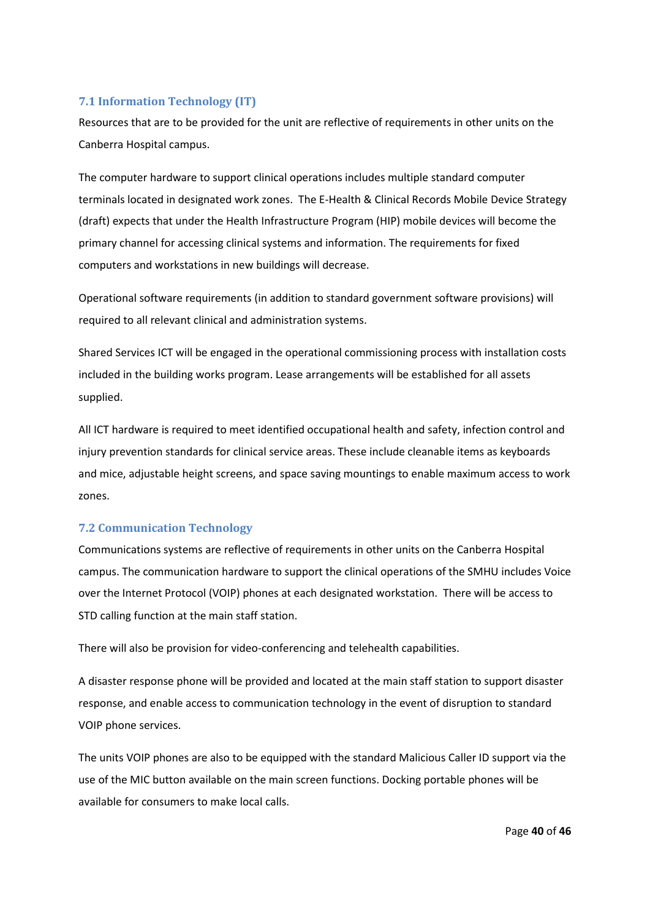### 7.1 Information Technology (IT)

Resources that are to be provided for the unit are reflective of requirements in other units on the Canberra Hospital campus.

The computer hardware to support clinical operations includes multiple standard computer terminals located in designated work zones. The E-Health & Clinical Records Mobile Device Strategy (draft) expects that under the Health Infrastructure Program (HIP) mobile devices will become the primary channel for accessing clinical systems and information. The requirements for fixed computers and workstations in new buildings will decrease.

Operational software requirements (in addition to standard government software provisions) will required to all relevant clinical and administration systems.

Shared Services ICT will be engaged in the operational commissioning process with installation costs included in the building works program. Lease arrangements will be established for all assets supplied.

All ICT hardware is required to meet identified occupational health and safety, infection control and injury prevention standards for clinical service areas. These include cleanable items as keyboards and mice, adjustable height screens, and space saving mountings to enable maximum access to work zones.

### 7.2 Communication Technology

Communications systems are reflective of requirements in other units on the Canberra Hospital campus. The communication hardware to support the clinical operations of the SMHU includes Voice over the Internet Protocol (VOIP) phones at each designated workstation. There will be access to STD calling function at the main staff station.

There will also be provision for video-conferencing and telehealth capabilities.

A disaster response phone will be provided and located at the main staff station to support disaster response, and enable access to communication technology in the event of disruption to standard VOIP phone services.

The units VOIP phones are also to be equipped with the standard Malicious Caller ID support via the use of the MIC button available on the main screen functions. Docking portable phones will be available for consumers to make local calls.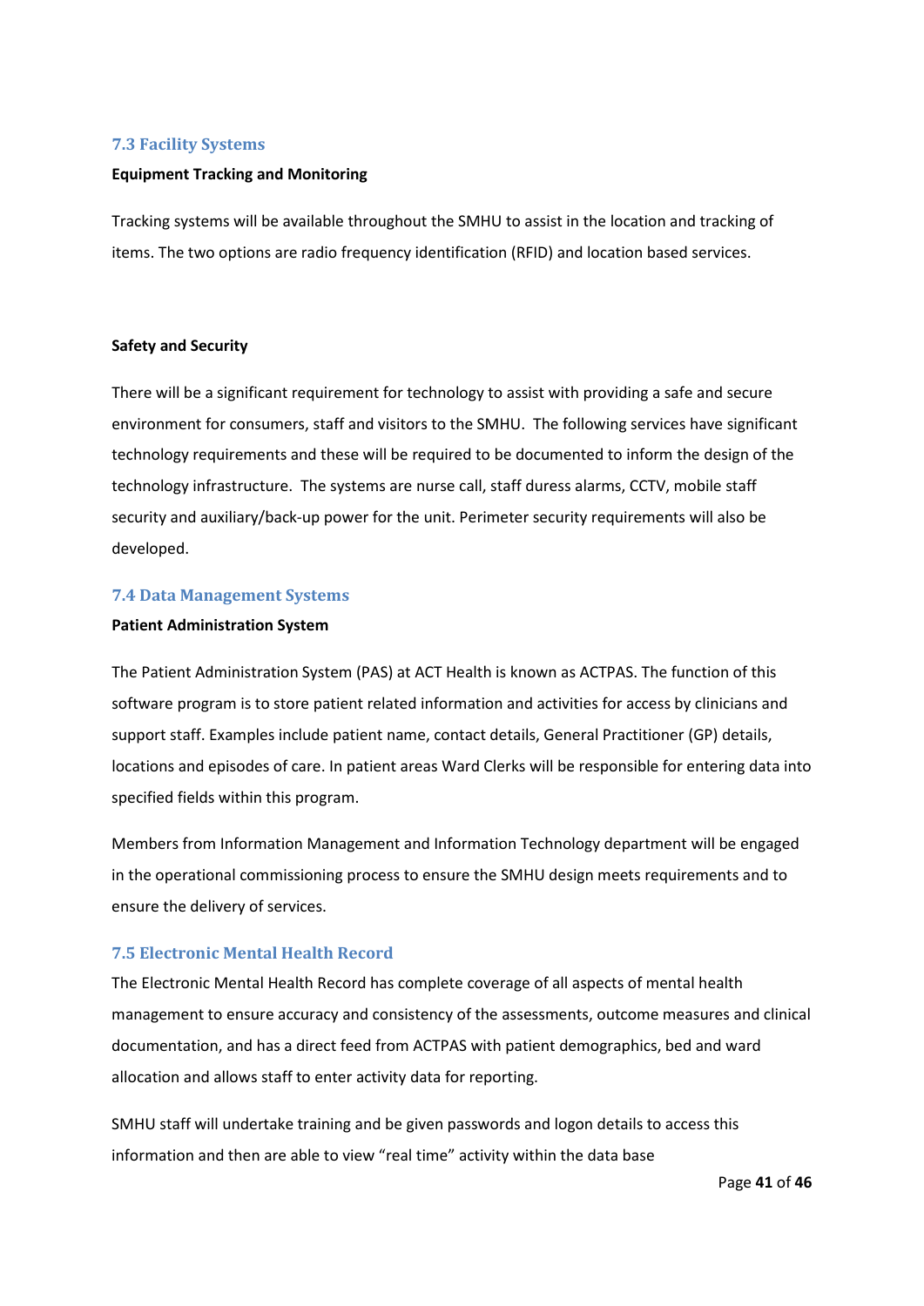## 7.3 Facility Systems

**Equipment Tracking and Monitoring**

Tracking systems will be available throughout the SMHU to assist in the location and tracking of items. The two options are radio frequency identification (RFID) and location based services.

**Safety and Security**

There will be a significant requirement for technology to assist with providing a safe and secure environment for consumers, staff and visitors to the SMHU. The following services have significant technology requirements and these will be required to be documented to inform the design of the technology infrastructure. The systems are nurse call, staff duress alarms, CCTV, mobile staff security and auxiliary/back-up power for the unit. Perimeter security requirements will also be developed.

## 7.4 Data Management Systems

**Patient Administration System**

The Patient Administration System (PAS) at ACT Health is known as ACTPAS. The function of this software program is to store patient related information and activities for access by clinicians and support staff. Examples include patient name, contact details, General Practitioner (GP) details, locations and episodes of care. In patient areas Ward Clerks will be responsible for entering data into specified fields within this program.

Members from Information Management and Information Technology department will be engaged in the operational commissioning process to ensure the SMHU design meets requirements and to ensure the delivery of services.

## 7.5 Electronic Mental Health Record

The Electronic Mental Health Record has complete coverage of all aspects of mental health management to ensure accuracy and consistency of the assessments, outcome measures and clinical documentation, and has a direct feed from ACTPAS with patient demographics, bed and ward allocation and allows staff to enter activity data for reporting.

SMHU staff will undertake training and be given passwords and logon details to access this information and then are able to view "real time" activity within the data base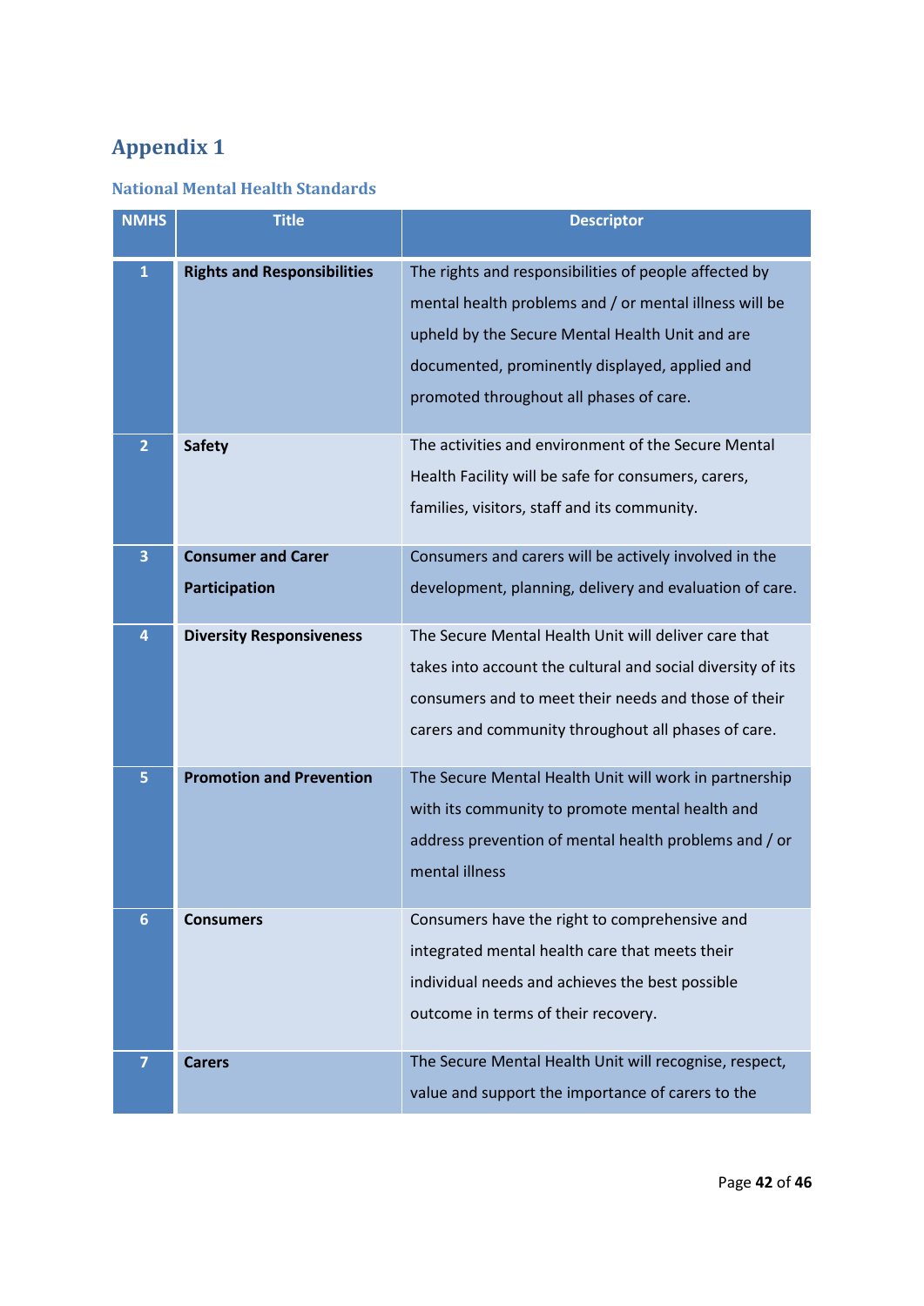# Appendix 1

## National Mental Health Standards

| NMHS | Title | Descriptor |
|---|---|---|
| 1 | **Rights and Responsibilities** | The rights and responsibilities of people affected by mental health problems and / or mental illness will be upheld by the Secure Mental Health Unit and are documented, prominently displayed, applied and promoted throughout all phases of care. |
| 2 | **Safety** | The activities and environment of the Secure Mental Health Facility will be safe for consumers, carers, families, visitors, staff and its community. |
| 3 | **Consumer and Carer Participation** | Consumers and carers will be actively involved in the development, planning, delivery and evaluation of care. |
| 4 | **Diversity Responsiveness** | The Secure Mental Health Unit will deliver care that takes into account the cultural and social diversity of its consumers and to meet their needs and those of their carers and community throughout all phases of care. |
| 5 | **Promotion and Prevention** | The Secure Mental Health Unit will work in partnership with its community to promote mental health and address prevention of mental health problems and / or mental illness |
| 6 | **Consumers** | Consumers have the right to comprehensive and integrated mental health care that meets their individual needs and achieves the best possible outcome in terms of their recovery. |
| 7 | **Carers** | The Secure Mental Health Unit will recognise, respect, value and support the importance of carers to the |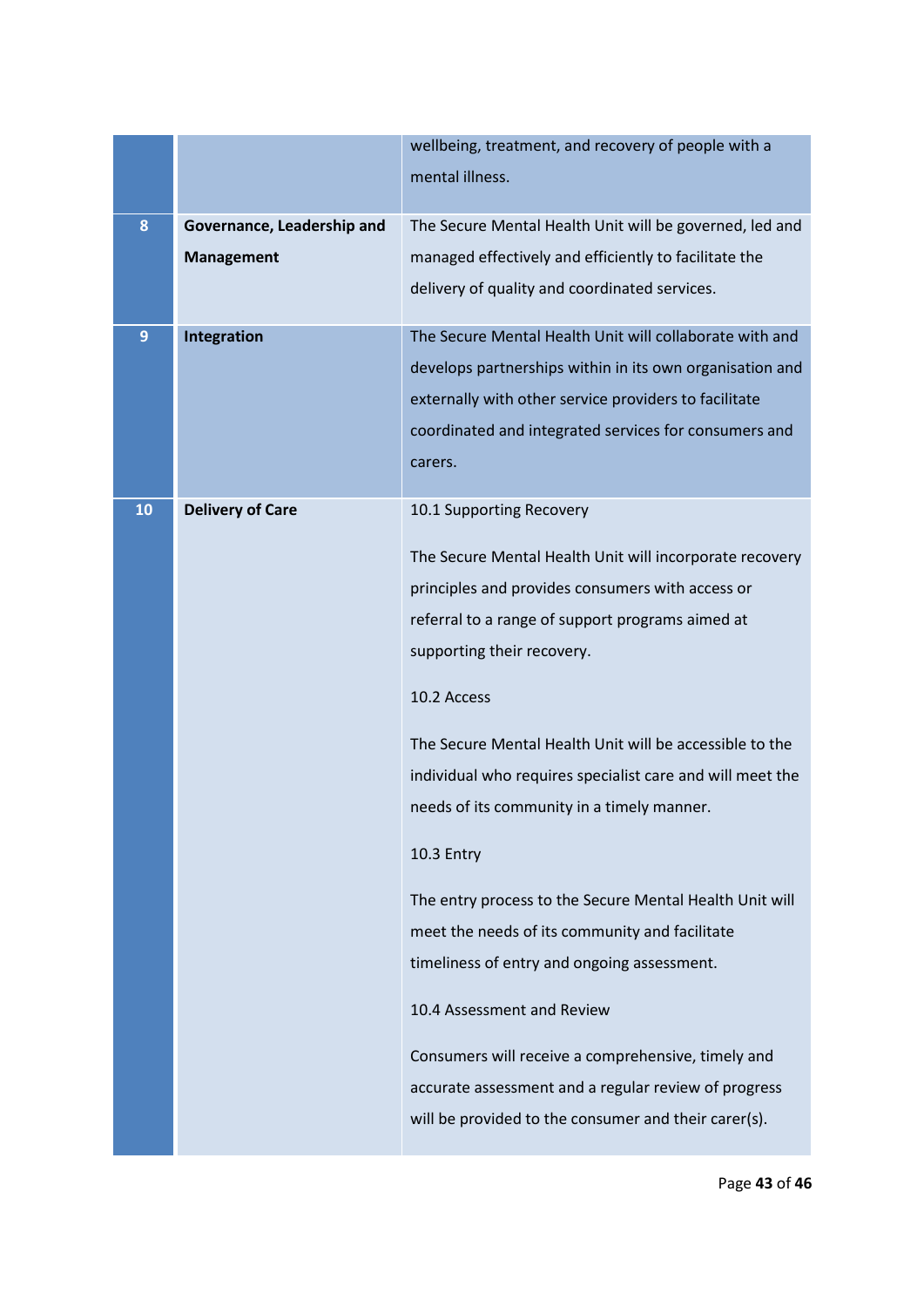| | | |
|---|---|---|
| | | wellbeing, treatment, and recovery of people with a mental illness. |
| 8 | **Governance, Leadership and Management** | The Secure Mental Health Unit will be governed, led and managed effectively and efficiently to facilitate the delivery of quality and coordinated services. |
| 9 | **Integration** | The Secure Mental Health Unit will collaborate with and develops partnerships within in its own organisation and externally with other service providers to facilitate coordinated and integrated services for consumers and carers. |
| 10 | **Delivery of Care** | 10.1 Supporting Recovery<br><br>The Secure Mental Health Unit will incorporate recovery principles and provides consumers with access or referral to a range of support programs aimed at supporting their recovery.<br><br>10.2 Access<br><br>The Secure Mental Health Unit will be accessible to the individual who requires specialist care and will meet the needs of its community in a timely manner.<br><br>10.3 Entry<br><br>The entry process to the Secure Mental Health Unit will meet the needs of its community and facilitate timeliness of entry and ongoing assessment.<br><br>10.4 Assessment and Review<br><br>Consumers will receive a comprehensive, timely and accurate assessment and a regular review of progress will be provided to the consumer and their carer(s). |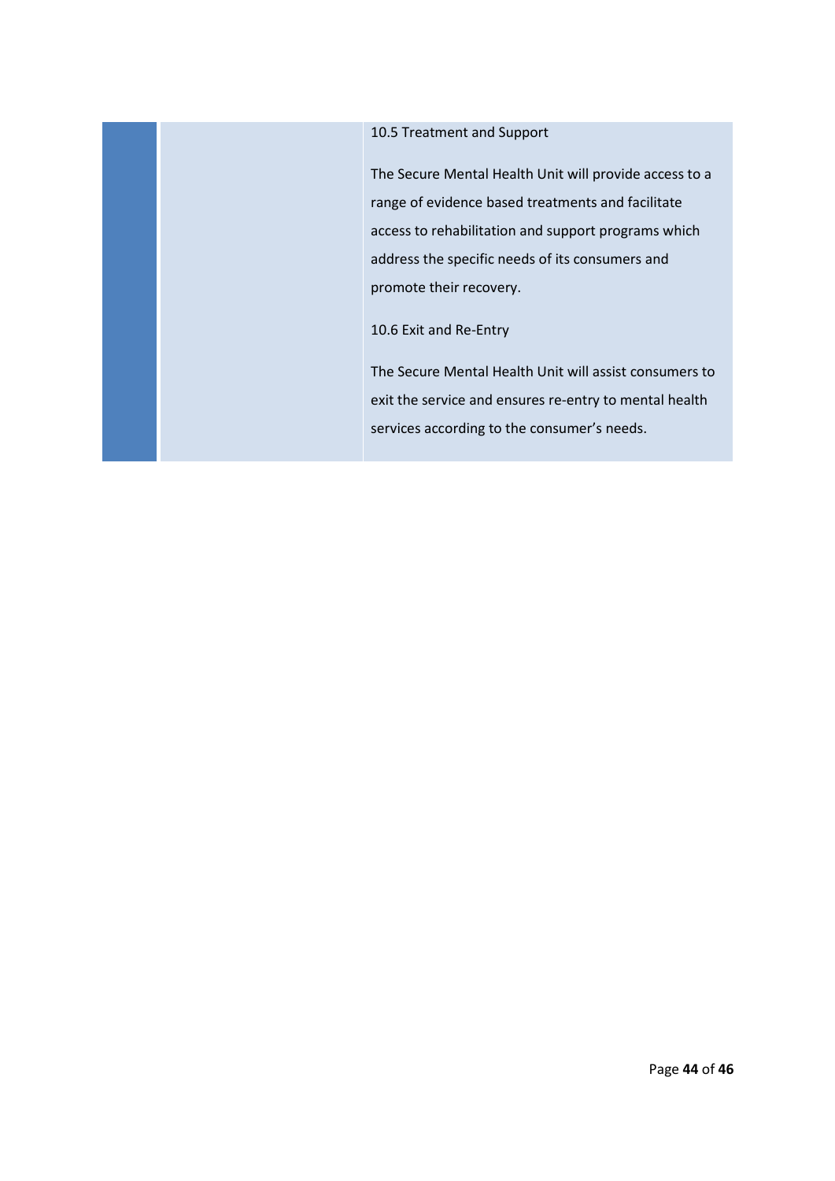10.5 Treatment and Support

The Secure Mental Health Unit will provide access to a range of evidence based treatments and facilitate access to rehabilitation and support programs which address the specific needs of its consumers and promote their recovery.

10.6 Exit and Re-Entry

The Secure Mental Health Unit will assist consumers to exit the service and ensures re-entry to mental health services according to the consumer's needs.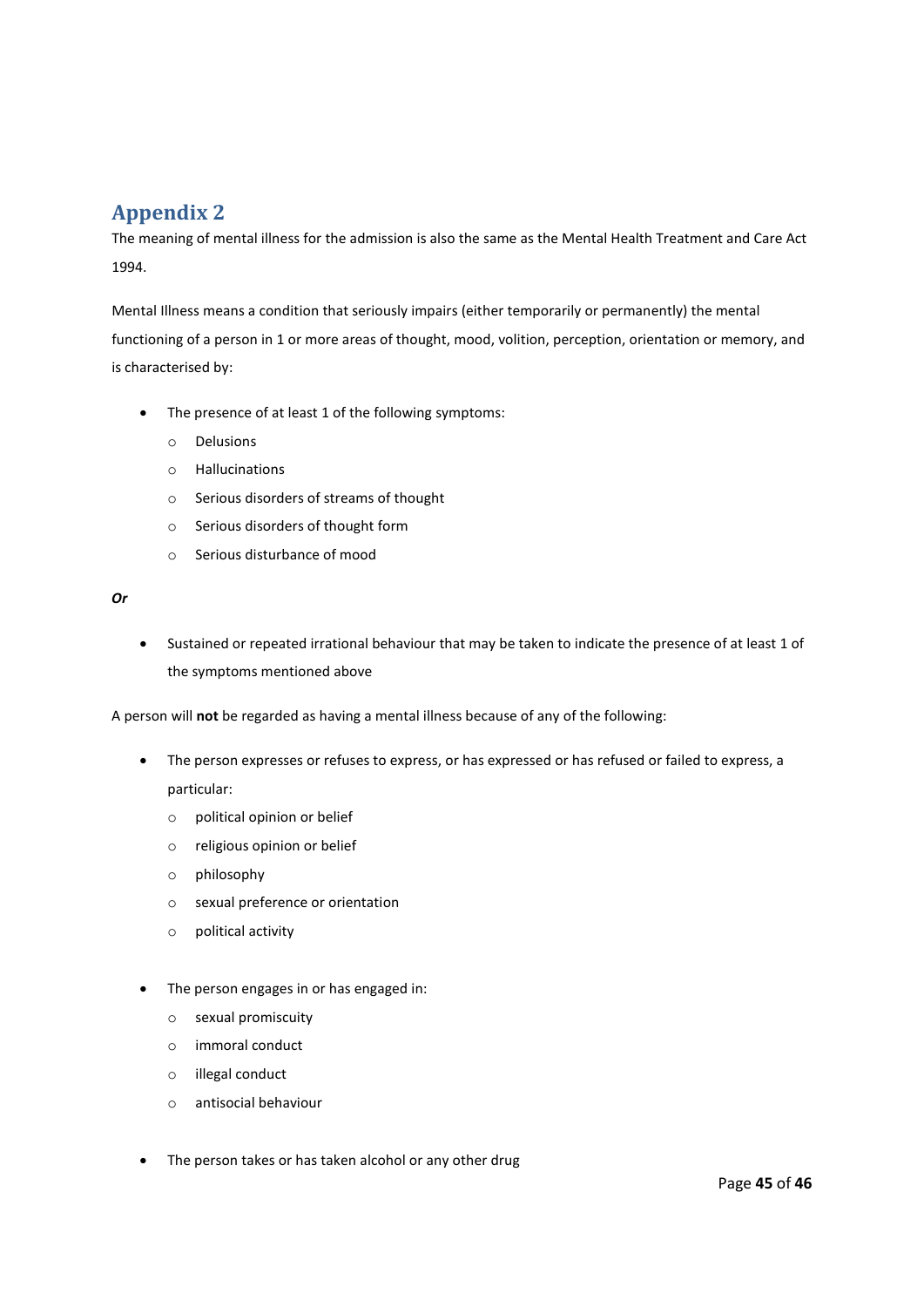## Appendix 2

The meaning of mental illness for the admission is also the same as the Mental Health Treatment and Care Act 1994.

Mental Illness means a condition that seriously impairs (either temporarily or permanently) the mental functioning of a person in 1 or more areas of thought, mood, volition, perception, orientation or memory, and is characterised by:

- The presence of at least 1 of the following symptoms:
  - Delusions
  - Hallucinations
  - Serious disorders of streams of thought
  - Serious disorders of thought form
  - Serious disturbance of mood

***Or***

- Sustained or repeated irrational behaviour that may be taken to indicate the presence of at least 1 of the symptoms mentioned above

A person will **not** be regarded as having a mental illness because of any of the following:

- The person expresses or refuses to express, or has expressed or has refused or failed to express, a particular:
  - political opinion or belief
  - religious opinion or belief
  - philosophy
  - sexual preference or orientation
  - political activity

- The person engages in or has engaged in:
  - sexual promiscuity
  - immoral conduct
  - illegal conduct
  - antisocial behaviour

- The person takes or has taken alcohol or any other drug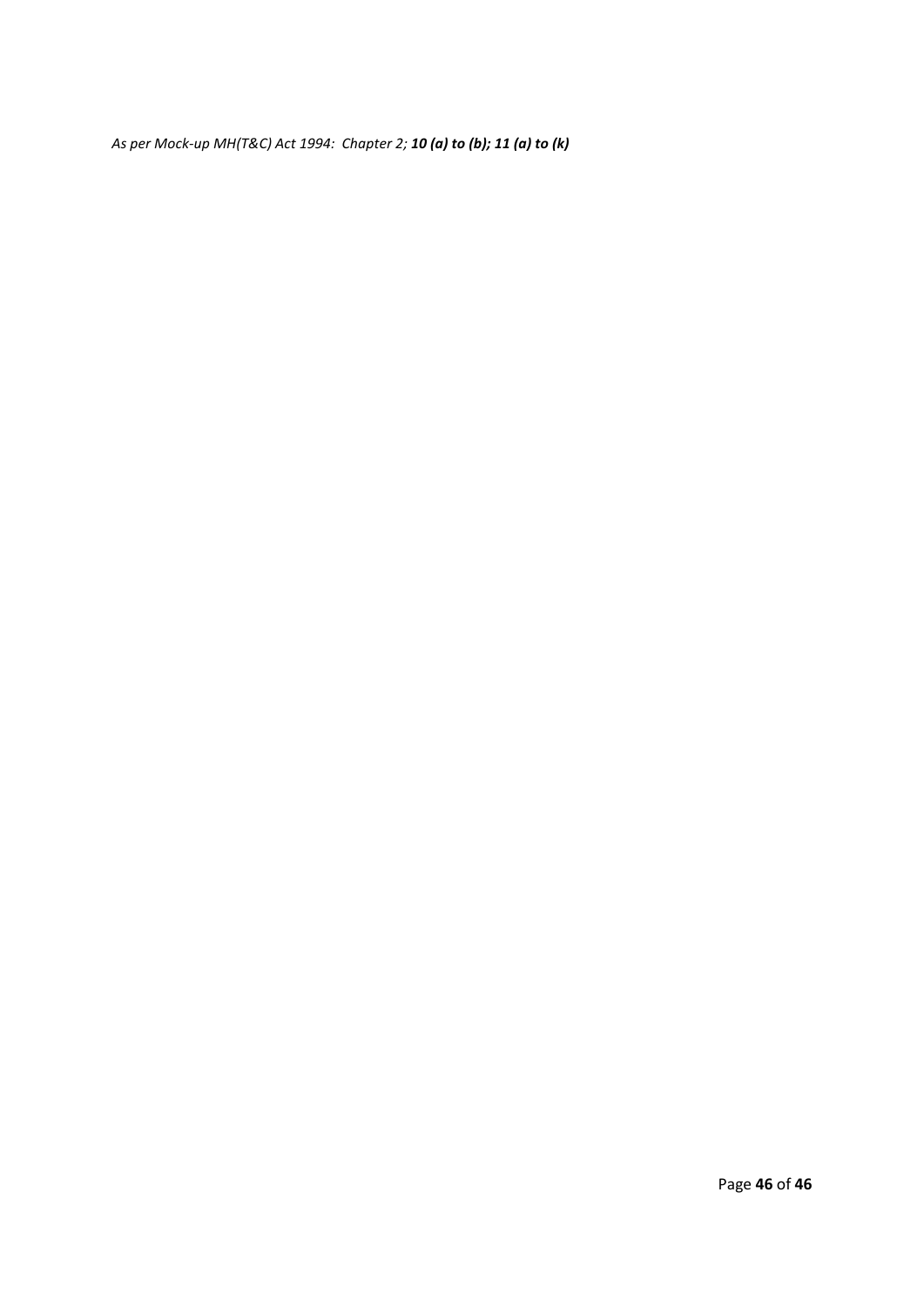*As per Mock-up MH(T&C) Act 1994: Chapter 2; **10 (a) to (b); 11 (a) to (k)***